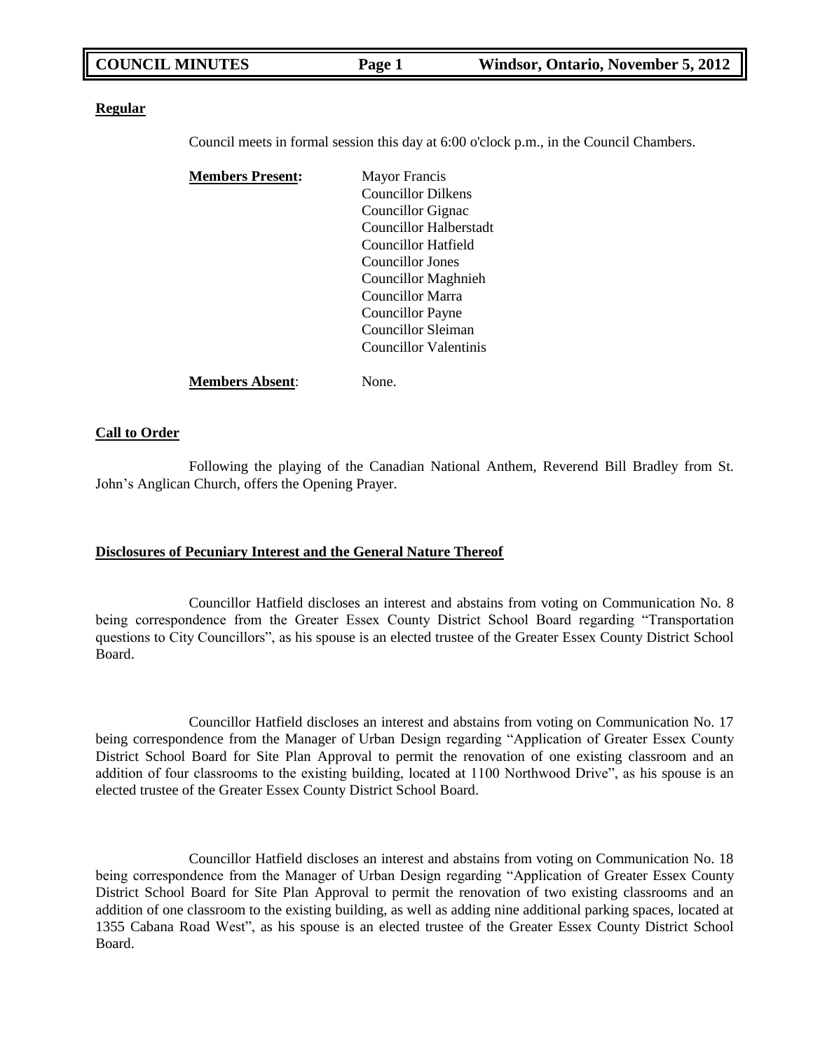## Regular

Council meets in formal session this day at 6:00 o'clock p.m., in the Council Chambers.

**Members Present:**

- Mayor Francis
- Councillor Dilkens
- Councillor Gignac
- Councillor Halberstadt
- Councillor Hatfield
- Councillor Jones
- Councillor Maghnieh
- Councillor Marra
- Councillor Payne
- Councillor Sleiman
- Councillor Valentinis

**Members Absent**: None.

## Call to Order

Following the playing of the Canadian National Anthem, Reverend Bill Bradley from St. John's Anglican Church, offers the Opening Prayer.

## Disclosures of Pecuniary Interest and the General Nature Thereof

Councillor Hatfield discloses an interest and abstains from voting on Communication No. 8 being correspondence from the Greater Essex County District School Board regarding "Transportation questions to City Councillors", as his spouse is an elected trustee of the Greater Essex County District School Board.

Councillor Hatfield discloses an interest and abstains from voting on Communication No. 17 being correspondence from the Manager of Urban Design regarding "Application of Greater Essex County District School Board for Site Plan Approval to permit the renovation of one existing classroom and an addition of four classrooms to the existing building, located at 1100 Northwood Drive", as his spouse is an elected trustee of the Greater Essex County District School Board.

Councillor Hatfield discloses an interest and abstains from voting on Communication No. 18 being correspondence from the Manager of Urban Design regarding "Application of Greater Essex County District School Board for Site Plan Approval to permit the renovation of two existing classrooms and an addition of one classroom to the existing building, as well as adding nine additional parking spaces, located at 1355 Cabana Road West", as his spouse is an elected trustee of the Greater Essex County District School Board.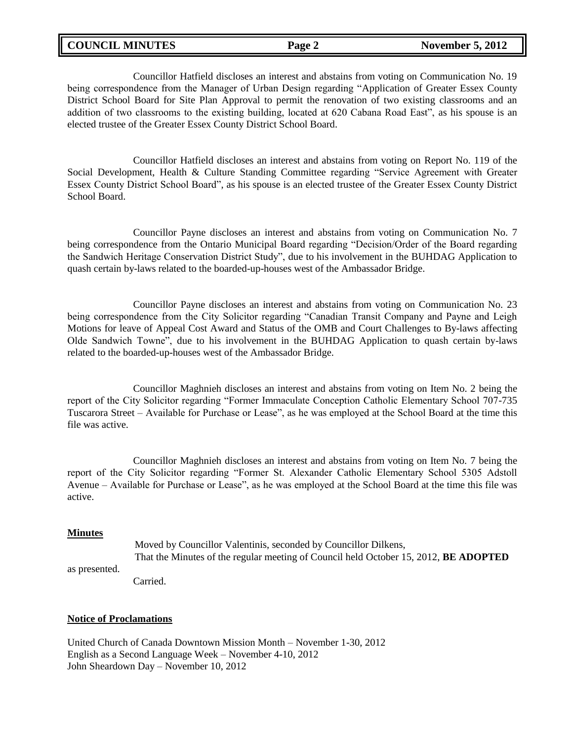Councillor Hatfield discloses an interest and abstains from voting on Communication No. 19 being correspondence from the Manager of Urban Design regarding "Application of Greater Essex County District School Board for Site Plan Approval to permit the renovation of two existing classrooms and an addition of two classrooms to the existing building, located at 620 Cabana Road East", as his spouse is an elected trustee of the Greater Essex County District School Board.

Councillor Hatfield discloses an interest and abstains from voting on Report No. 119 of the Social Development, Health & Culture Standing Committee regarding "Service Agreement with Greater Essex County District School Board", as his spouse is an elected trustee of the Greater Essex County District School Board.

Councillor Payne discloses an interest and abstains from voting on Communication No. 7 being correspondence from the Ontario Municipal Board regarding "Decision/Order of the Board regarding the Sandwich Heritage Conservation District Study", due to his involvement in the BUHDAG Application to quash certain by-laws related to the boarded-up-houses west of the Ambassador Bridge.

Councillor Payne discloses an interest and abstains from voting on Communication No. 23 being correspondence from the City Solicitor regarding "Canadian Transit Company and Payne and Leigh Motions for leave of Appeal Cost Award and Status of the OMB and Court Challenges to By-laws affecting Olde Sandwich Towne", due to his involvement in the BUHDAG Application to quash certain by-laws related to the boarded-up-houses west of the Ambassador Bridge.

Councillor Maghnieh discloses an interest and abstains from voting on Item No. 2 being the report of the City Solicitor regarding "Former Immaculate Conception Catholic Elementary School 707-735 Tuscarora Street – Available for Purchase or Lease", as he was employed at the School Board at the time this file was active.

Councillor Maghnieh discloses an interest and abstains from voting on Item No. 7 being the report of the City Solicitor regarding "Former St. Alexander Catholic Elementary School 5305 Adstoll Avenue – Available for Purchase or Lease", as he was employed at the School Board at the time this file was active.

**Minutes**

Moved by Councillor Valentinis, seconded by Councillor Dilkens,

That the Minutes of the regular meeting of Council held October 15, 2012, **BE ADOPTED** as presented.

Carried.

**Notice of Proclamations**

United Church of Canada Downtown Mission Month – November 1-30, 2012
English as a Second Language Week – November 4-10, 2012
John Sheardown Day – November 10, 2012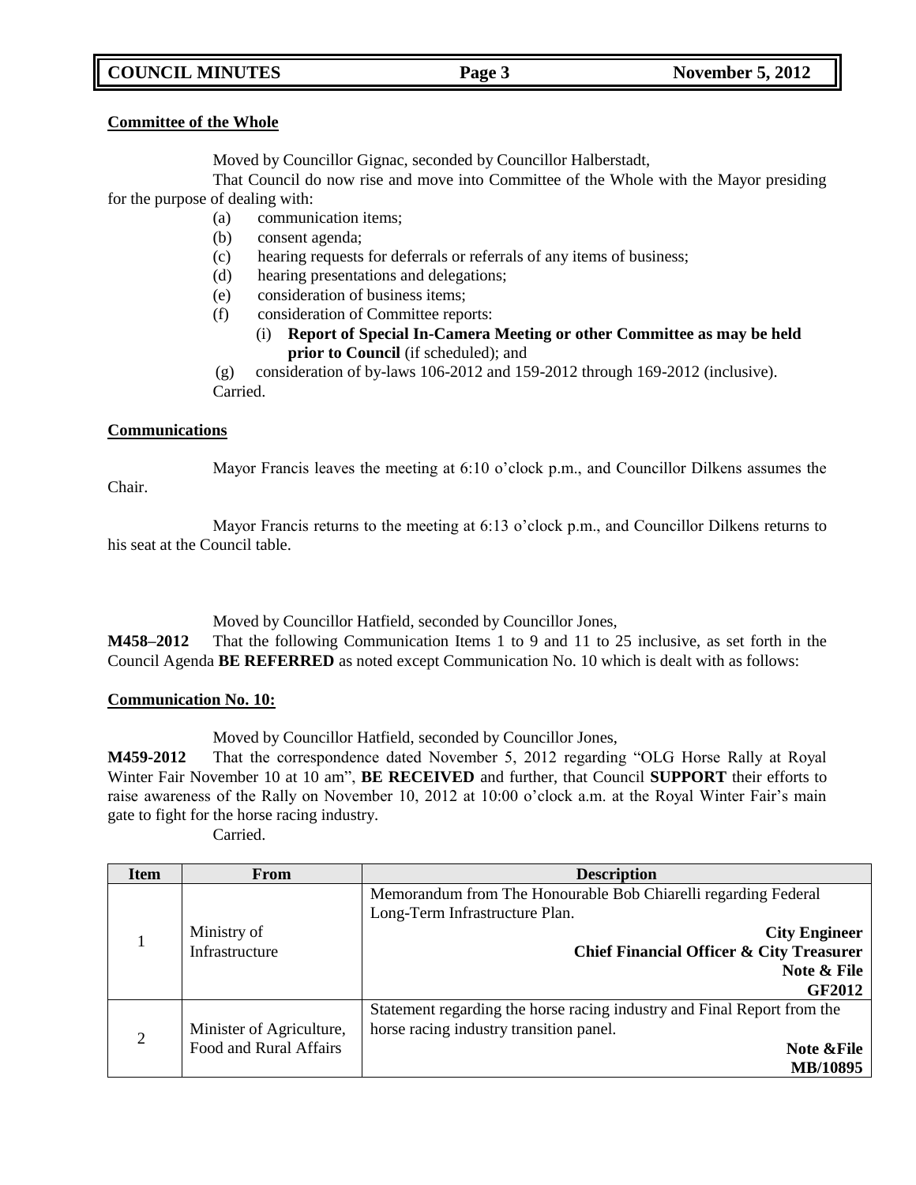**Committee of the Whole**

Moved by Councillor Gignac, seconded by Councillor Halberstadt,

That Council do now rise and move into Committee of the Whole with the Mayor presiding for the purpose of dealing with:

(a) communication items;
(b) consent agenda;
(c) hearing requests for deferrals or referrals of any items of business;
(d) hearing presentations and delegations;
(e) consideration of business items;
(f) consideration of Committee reports:
  (i) **Report of Special In-Camera Meeting or other Committee as may be held prior to Council** (if scheduled); and
(g) consideration of by-laws 106-2012 and 159-2012 through 169-2012 (inclusive).

Carried.

**Communications**

Mayor Francis leaves the meeting at 6:10 o'clock p.m., and Councillor Dilkens assumes the Chair.

Mayor Francis returns to the meeting at 6:13 o'clock p.m., and Councillor Dilkens returns to his seat at the Council table.

Moved by Councillor Hatfield, seconded by Councillor Jones,

**M458–2012** That the following Communication Items 1 to 9 and 11 to 25 inclusive, as set forth in the Council Agenda **BE REFERRED** as noted except Communication No. 10 which is dealt with as follows:

**Communication No. 10:**

Moved by Councillor Hatfield, seconded by Councillor Jones,

**M459-2012** That the correspondence dated November 5, 2012 regarding "OLG Horse Rally at Royal Winter Fair November 10 at 10 am", **BE RECEIVED** and further, that Council **SUPPORT** their efforts to raise awareness of the Rally on November 10, 2012 at 10:00 o'clock a.m. at the Royal Winter Fair's main gate to fight for the horse racing industry.

Carried.

| Item | From | Description |
|---|---|---|
| 1 | Ministry of Infrastructure | Memorandum from The Honourable Bob Chiarelli regarding Federal Long-Term Infrastructure Plan.<br>**City Engineer**<br>**Chief Financial Officer & City Treasurer**<br>**Note & File**<br>**GF2012** |
| 2 | Minister of Agriculture, Food and Rural Affairs | Statement regarding the horse racing industry and Final Report from the horse racing industry transition panel.<br>**Note &File**<br>**MB/10895** |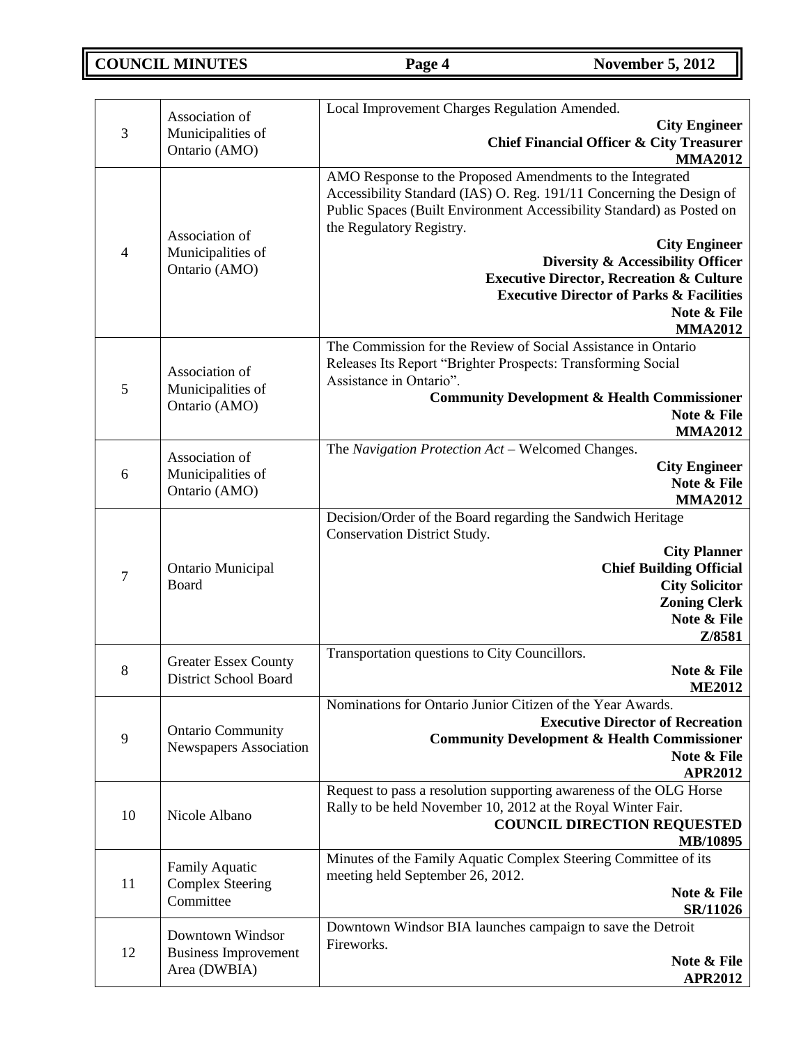| | | |
|---|---|---|
| 3 | Association of Municipalities of Ontario (AMO) | Local Improvement Charges Regulation Amended.<br>**City Engineer**<br>**Chief Financial Officer & City Treasurer**<br>**MMA2012** |
| 4 | Association of Municipalities of Ontario (AMO) | AMO Response to the Proposed Amendments to the Integrated Accessibility Standard (IAS) O. Reg. 191/11 Concerning the Design of Public Spaces (Built Environment Accessibility Standard) as Posted on the Regulatory Registry.<br>**City Engineer**<br>**Diversity & Accessibility Officer**<br>**Executive Director, Recreation & Culture**<br>**Executive Director of Parks & Facilities**<br>**Note & File**<br>**MMA2012** |
| 5 | Association of Municipalities of Ontario (AMO) | The Commission for the Review of Social Assistance in Ontario Releases Its Report "Brighter Prospects: Transforming Social Assistance in Ontario".<br>**Community Development & Health Commissioner**<br>**Note & File**<br>**MMA2012** |
| 6 | Association of Municipalities of Ontario (AMO) | The *Navigation Protection Act* – Welcomed Changes.<br>**City Engineer**<br>**Note & File**<br>**MMA2012** |
| 7 | Ontario Municipal Board | Decision/Order of the Board regarding the Sandwich Heritage Conservation District Study.<br>**City Planner**<br>**Chief Building Official**<br>**City Solicitor**<br>**Zoning Clerk**<br>**Note & File**<br>**Z/8581** |
| 8 | Greater Essex County District School Board | Transportation questions to City Councillors.<br>**Note & File**<br>**ME2012** |
| 9 | Ontario Community Newspapers Association | Nominations for Ontario Junior Citizen of the Year Awards.<br>**Executive Director of Recreation**<br>**Community Development & Health Commissioner**<br>**Note & File**<br>**APR2012** |
| 10 | Nicole Albano | Request to pass a resolution supporting awareness of the OLG Horse Rally to be held November 10, 2012 at the Royal Winter Fair.<br>**COUNCIL DIRECTION REQUESTED**<br>**MB/10895** |
| 11 | Family Aquatic Complex Steering Committee | Minutes of the Family Aquatic Complex Steering Committee of its meeting held September 26, 2012.<br>**Note & File**<br>**SR/11026** |
| 12 | Downtown Windsor Business Improvement Area (DWBIA) | Downtown Windsor BIA launches campaign to save the Detroit Fireworks.<br>**Note & File**<br>**APR2012** |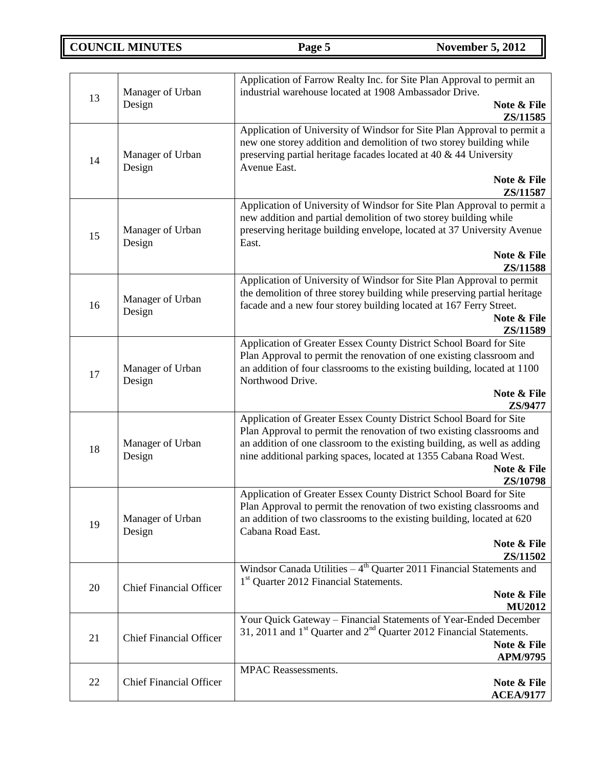| | | |
|---|---|---|
| 13 | Manager of Urban Design | Application of Farrow Realty Inc. for Site Plan Approval to permit an industrial warehouse located at 1908 Ambassador Drive. **Note & File** **ZS/11585** |
| 14 | Manager of Urban Design | Application of University of Windsor for Site Plan Approval to permit a new one storey addition and demolition of two storey building while preserving partial heritage facades located at 40 & 44 University Avenue East. **Note & File** **ZS/11587** |
| 15 | Manager of Urban Design | Application of University of Windsor for Site Plan Approval to permit a new addition and partial demolition of two storey building while preserving heritage building envelope, located at 37 University Avenue East. **Note & File** **ZS/11588** |
| 16 | Manager of Urban Design | Application of University of Windsor for Site Plan Approval to permit the demolition of three storey building while preserving partial heritage facade and a new four storey building located at 167 Ferry Street. **Note & File** **ZS/11589** |
| 17 | Manager of Urban Design | Application of Greater Essex County District School Board for Site Plan Approval to permit the renovation of one existing classroom and an addition of four classrooms to the existing building, located at 1100 Northwood Drive. **Note & File** **ZS/9477** |
| 18 | Manager of Urban Design | Application of Greater Essex County District School Board for Site Plan Approval to permit the renovation of two existing classrooms and an addition of one classroom to the existing building, as well as adding nine additional parking spaces, located at 1355 Cabana Road West. **Note & File** **ZS/10798** |
| 19 | Manager of Urban Design | Application of Greater Essex County District School Board for Site Plan Approval to permit the renovation of two existing classrooms and an addition of two classrooms to the existing building, located at 620 Cabana Road East. **Note & File** **ZS/11502** |
| 20 | Chief Financial Officer | Windsor Canada Utilities – 4th Quarter 2011 Financial Statements and 1st Quarter 2012 Financial Statements. **Note & File** **MU2012** |
| 21 | Chief Financial Officer | Your Quick Gateway – Financial Statements of Year-Ended December 31, 2011 and 1st Quarter and 2nd Quarter 2012 Financial Statements. **Note & File** **APM/9795** |
| 22 | Chief Financial Officer | MPAC Reassessments. **Note & File** **ACEA/9177** |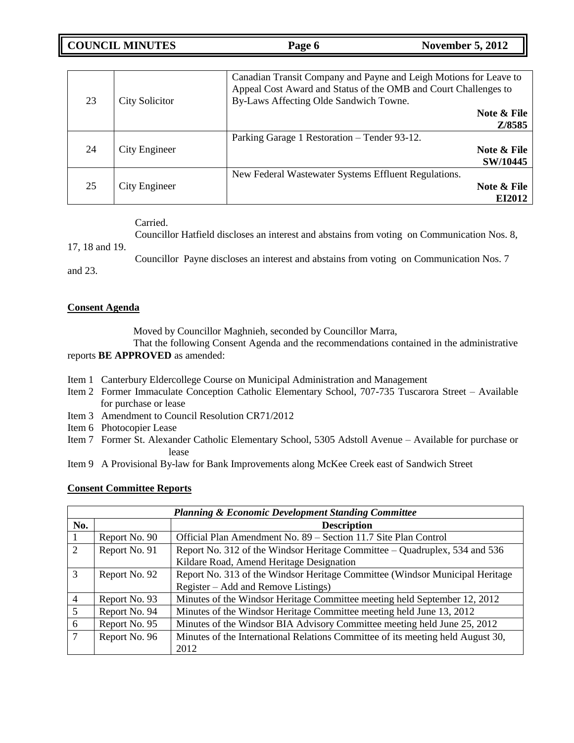| 23 | City Solicitor | Canadian Transit Company and Payne and Leigh Motions for Leave to Appeal Cost Award and Status of the OMB and Court Challenges to By-Laws Affecting Olde Sandwich Towne. **Note & File Z/8585** |
|---|---|---|
| 24 | City Engineer | Parking Garage 1 Restoration – Tender 93-12. **Note & File SW/10445** |
| 25 | City Engineer | New Federal Wastewater Systems Effluent Regulations. **Note & File EI2012** |

Carried.

Councillor Hatfield discloses an interest and abstains from voting on Communication Nos. 8, 17, 18 and 19.

Councillor Payne discloses an interest and abstains from voting on Communication Nos. 7 and 23.

**Consent Agenda**

Moved by Councillor Maghnieh, seconded by Councillor Marra,

That the following Consent Agenda and the recommendations contained in the administrative reports **BE APPROVED** as amended:

- Item 1 Canterbury Eldercollege Course on Municipal Administration and Management
- Item 2 Former Immaculate Conception Catholic Elementary School, 707-735 Tuscarora Street – Available for purchase or lease
- Item 3 Amendment to Council Resolution CR71/2012
- Item 6 Photocopier Lease
- Item 7 Former St. Alexander Catholic Elementary School, 5305 Adstoll Avenue – Available for purchase or lease
- Item 9 A Provisional By-law for Bank Improvements along McKee Creek east of Sandwich Street

**Consent Committee Reports**

| ***Planning & Economic Development Standing Committee*** | | |
|---|---|---|
| **No.** | | **Description** |
| 1 | Report No. 90 | Official Plan Amendment No. 89 – Section 11.7 Site Plan Control |
| 2 | Report No. 91 | Report No. 312 of the Windsor Heritage Committee – Quadruplex, 534 and 536 Kildare Road, Amend Heritage Designation |
| 3 | Report No. 92 | Report No. 313 of the Windsor Heritage Committee (Windsor Municipal Heritage Register – Add and Remove Listings) |
| 4 | Report No. 93 | Minutes of the Windsor Heritage Committee meeting held September 12, 2012 |
| 5 | Report No. 94 | Minutes of the Windsor Heritage Committee meeting held June 13, 2012 |
| 6 | Report No. 95 | Minutes of the Windsor BIA Advisory Committee meeting held June 25, 2012 |
| 7 | Report No. 96 | Minutes of the International Relations Committee of its meeting held August 30, 2012 |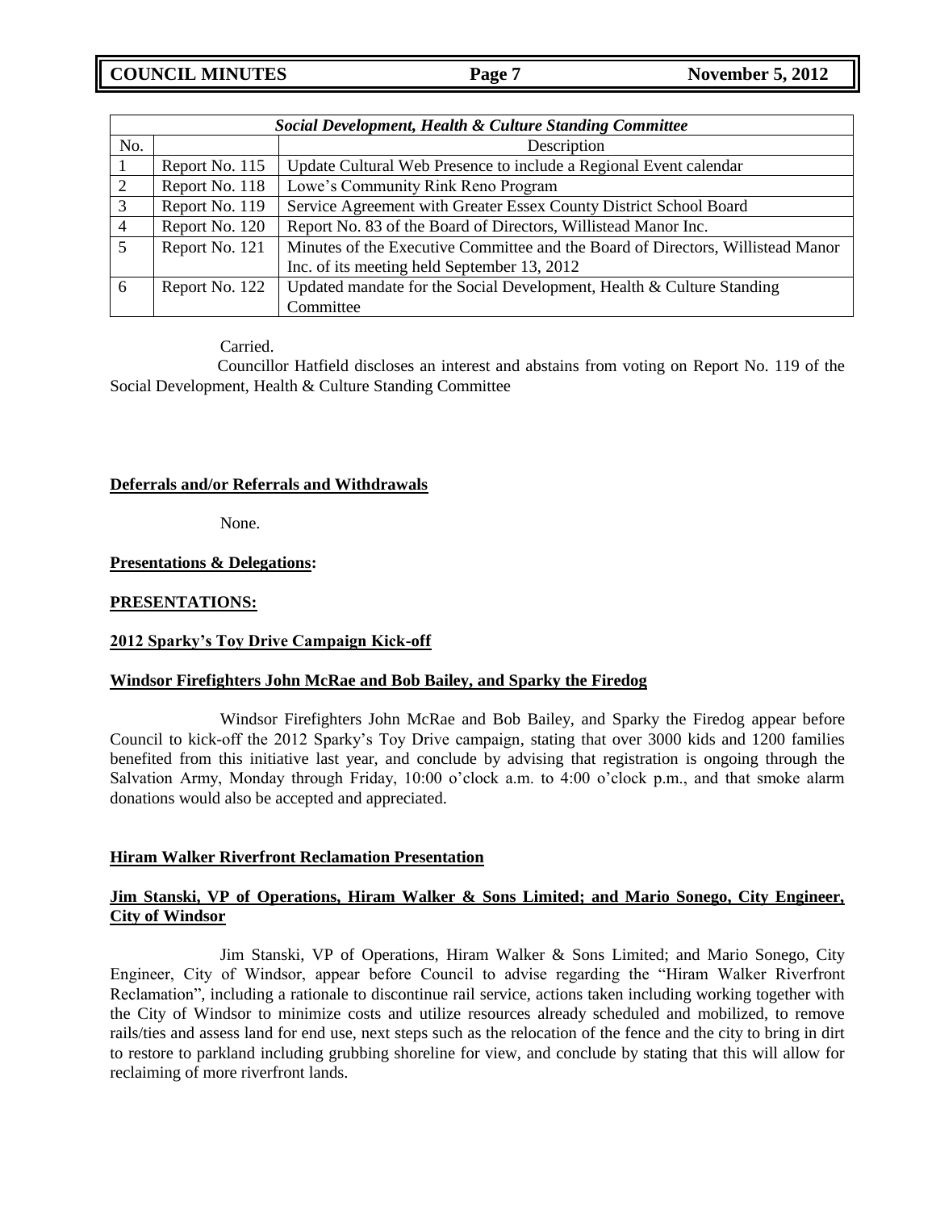| *Social Development, Health & Culture Standing Committee* | | |
|---|---|---|
| No. | | Description |
| 1 | Report No. 115 | Update Cultural Web Presence to include a Regional Event calendar |
| 2 | Report No. 118 | Lowe's Community Rink Reno Program |
| 3 | Report No. 119 | Service Agreement with Greater Essex County District School Board |
| 4 | Report No. 120 | Report No. 83 of the Board of Directors, Willistead Manor Inc. |
| 5 | Report No. 121 | Minutes of the Executive Committee and the Board of Directors, Willistead Manor Inc. of its meeting held September 13, 2012 |
| 6 | Report No. 122 | Updated mandate for the Social Development, Health & Culture Standing Committee |

Carried.

Councillor Hatfield discloses an interest and abstains from voting on Report No. 119 of the Social Development, Health & Culture Standing Committee

**Deferrals and/or Referrals and Withdrawals**

None.

**Presentations & Delegations:**

**PRESENTATIONS:**

**2012 Sparky's Toy Drive Campaign Kick-off**

**Windsor Firefighters John McRae and Bob Bailey, and Sparky the Firedog**

Windsor Firefighters John McRae and Bob Bailey, and Sparky the Firedog appear before Council to kick-off the 2012 Sparky's Toy Drive campaign, stating that over 3000 kids and 1200 families benefited from this initiative last year, and conclude by advising that registration is ongoing through the Salvation Army, Monday through Friday, 10:00 o'clock a.m. to 4:00 o'clock p.m., and that smoke alarm donations would also be accepted and appreciated.

**Hiram Walker Riverfront Reclamation Presentation**

**Jim Stanski, VP of Operations, Hiram Walker & Sons Limited; and Mario Sonego, City Engineer, City of Windsor**

Jim Stanski, VP of Operations, Hiram Walker & Sons Limited; and Mario Sonego, City Engineer, City of Windsor, appear before Council to advise regarding the "Hiram Walker Riverfront Reclamation", including a rationale to discontinue rail service, actions taken including working together with the City of Windsor to minimize costs and utilize resources already scheduled and mobilized, to remove rails/ties and assess land for end use, next steps such as the relocation of the fence and the city to bring in dirt to restore to parkland including grubbing shoreline for view, and conclude by stating that this will allow for reclaiming of more riverfront lands.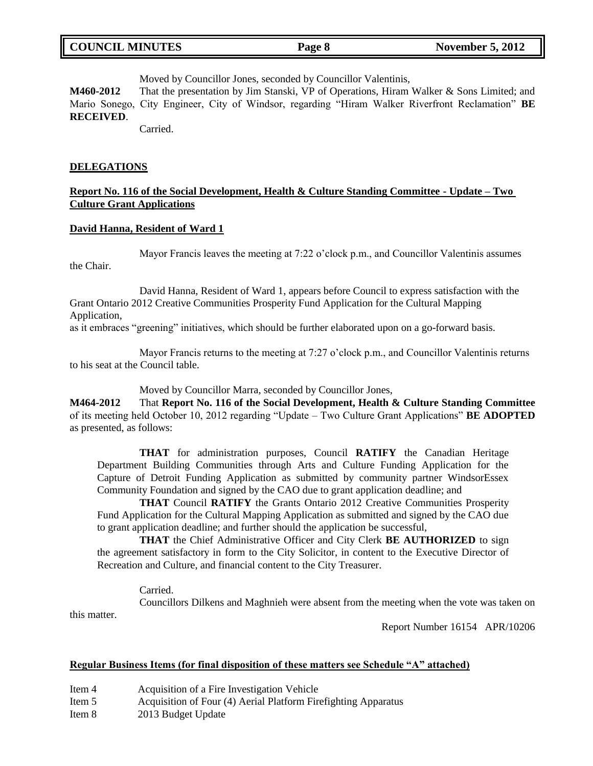Moved by Councillor Jones, seconded by Councillor Valentinis,

**M460-2012** That the presentation by Jim Stanski, VP of Operations, Hiram Walker & Sons Limited; and Mario Sonego, City Engineer, City of Windsor, regarding "Hiram Walker Riverfront Reclamation" **BE RECEIVED**.

Carried.

## DELEGATIONS

### Report No. 116 of the Social Development, Health & Culture Standing Committee - Update – Two Culture Grant Applications

### David Hanna, Resident of Ward 1

Mayor Francis leaves the meeting at 7:22 o'clock p.m., and Councillor Valentinis assumes the Chair.

David Hanna, Resident of Ward 1, appears before Council to express satisfaction with the Grant Ontario 2012 Creative Communities Prosperity Fund Application for the Cultural Mapping Application,
as it embraces "greening" initiatives, which should be further elaborated upon on a go-forward basis.

Mayor Francis returns to the meeting at 7:27 o'clock p.m., and Councillor Valentinis returns to his seat at the Council table.

Moved by Councillor Marra, seconded by Councillor Jones,

**M464-2012** That **Report No. 116 of the Social Development, Health & Culture Standing Committee** of its meeting held October 10, 2012 regarding "Update – Two Culture Grant Applications" **BE ADOPTED** as presented, as follows:

> **THAT** for administration purposes, Council **RATIFY** the Canadian Heritage Department Building Communities through Arts and Culture Funding Application for the Capture of Detroit Funding Application as submitted by community partner WindsorEssex Community Foundation and signed by the CAO due to grant application deadline; and
>
> **THAT** Council **RATIFY** the Grants Ontario 2012 Creative Communities Prosperity Fund Application for the Cultural Mapping Application as submitted and signed by the CAO due to grant application deadline; and further should the application be successful,
>
> **THAT** the Chief Administrative Officer and City Clerk **BE AUTHORIZED** to sign the agreement satisfactory in form to the City Solicitor, in content to the Executive Director of Recreation and Culture, and financial content to the City Treasurer.

Carried.

Councillors Dilkens and Maghnieh were absent from the meeting when the vote was taken on this matter.

Report Number 16154 APR/10206

### Regular Business Items (for final disposition of these matters see Schedule "A" attached)

Item 4 Acquisition of a Fire Investigation Vehicle
Item 5 Acquisition of Four (4) Aerial Platform Firefighting Apparatus
Item 8 2013 Budget Update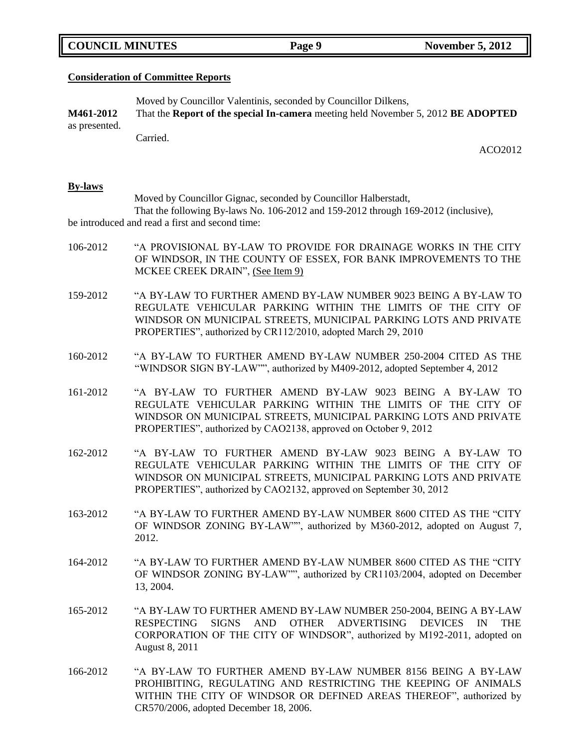**Consideration of Committee Reports**

Moved by Councillor Valentinis, seconded by Councillor Dilkens,

**M461-2012** That the **Report of the special In-camera** meeting held November 5, 2012 **BE ADOPTED** as presented.

Carried.

ACO2012

**By-laws**

Moved by Councillor Gignac, seconded by Councillor Halberstadt,

That the following By-laws No. 106-2012 and 159-2012 through 169-2012 (inclusive), be introduced and read a first and second time:

106-2012 "A PROVISIONAL BY-LAW TO PROVIDE FOR DRAINAGE WORKS IN THE CITY OF WINDSOR, IN THE COUNTY OF ESSEX, FOR BANK IMPROVEMENTS TO THE MCKEE CREEK DRAIN", (See Item 9)

159-2012 "A BY-LAW TO FURTHER AMEND BY-LAW NUMBER 9023 BEING A BY-LAW TO REGULATE VEHICULAR PARKING WITHIN THE LIMITS OF THE CITY OF WINDSOR ON MUNICIPAL STREETS, MUNICIPAL PARKING LOTS AND PRIVATE PROPERTIES", authorized by CR112/2010, adopted March 29, 2010

160-2012 "A BY-LAW TO FURTHER AMEND BY-LAW NUMBER 250-2004 CITED AS THE "WINDSOR SIGN BY-LAW"", authorized by M409-2012, adopted September 4, 2012

161-2012 "A BY-LAW TO FURTHER AMEND BY-LAW 9023 BEING A BY-LAW TO REGULATE VEHICULAR PARKING WITHIN THE LIMITS OF THE CITY OF WINDSOR ON MUNICIPAL STREETS, MUNICIPAL PARKING LOTS AND PRIVATE PROPERTIES", authorized by CAO2138, approved on October 9, 2012

162-2012 "A BY-LAW TO FURTHER AMEND BY-LAW 9023 BEING A BY-LAW TO REGULATE VEHICULAR PARKING WITHIN THE LIMITS OF THE CITY OF WINDSOR ON MUNICIPAL STREETS, MUNICIPAL PARKING LOTS AND PRIVATE PROPERTIES", authorized by CAO2132, approved on September 30, 2012

163-2012 "A BY-LAW TO FURTHER AMEND BY-LAW NUMBER 8600 CITED AS THE "CITY OF WINDSOR ZONING BY-LAW"", authorized by M360-2012, adopted on August 7, 2012.

164-2012 "A BY-LAW TO FURTHER AMEND BY-LAW NUMBER 8600 CITED AS THE "CITY OF WINDSOR ZONING BY-LAW"", authorized by CR1103/2004, adopted on December 13, 2004.

165-2012 "A BY-LAW TO FURTHER AMEND BY-LAW NUMBER 250-2004, BEING A BY-LAW RESPECTING SIGNS AND OTHER ADVERTISING DEVICES IN THE CORPORATION OF THE CITY OF WINDSOR", authorized by M192-2011, adopted on August 8, 2011

166-2012 "A BY-LAW TO FURTHER AMEND BY-LAW NUMBER 8156 BEING A BY-LAW PROHIBITING, REGULATING AND RESTRICTING THE KEEPING OF ANIMALS WITHIN THE CITY OF WINDSOR OR DEFINED AREAS THEREOF", authorized by CR570/2006, adopted December 18, 2006.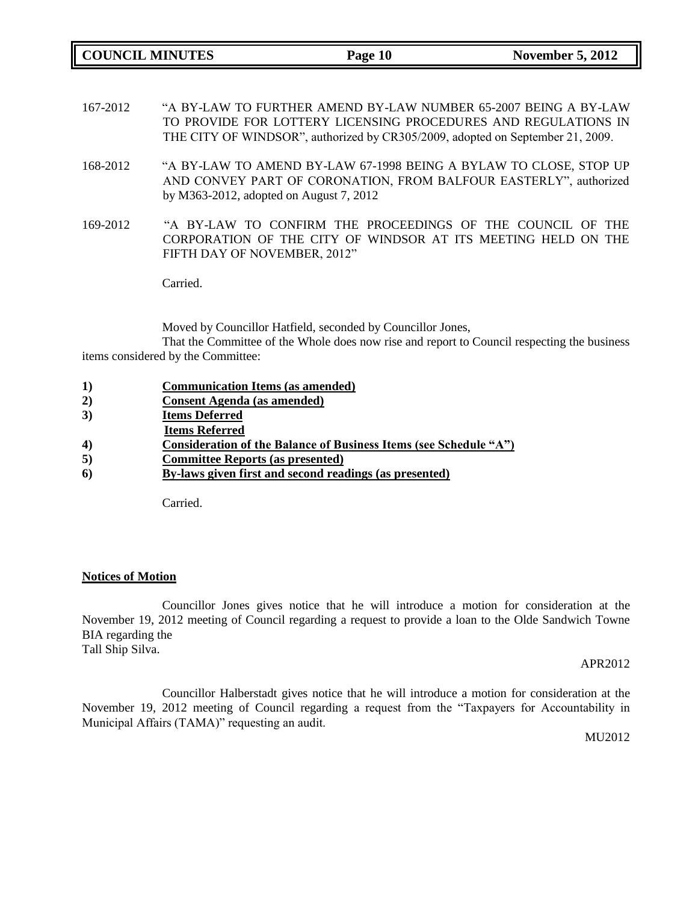167-2012 "A BY-LAW TO FURTHER AMEND BY-LAW NUMBER 65-2007 BEING A BY-LAW TO PROVIDE FOR LOTTERY LICENSING PROCEDURES AND REGULATIONS IN THE CITY OF WINDSOR", authorized by CR305/2009, adopted on September 21, 2009.

168-2012 "A BY-LAW TO AMEND BY-LAW 67-1998 BEING A BYLAW TO CLOSE, STOP UP AND CONVEY PART OF CORONATION, FROM BALFOUR EASTERLY", authorized by M363-2012, adopted on August 7, 2012

169-2012 "A BY-LAW TO CONFIRM THE PROCEEDINGS OF THE COUNCIL OF THE CORPORATION OF THE CITY OF WINDSOR AT ITS MEETING HELD ON THE FIFTH DAY OF NOVEMBER, 2012"

Carried.

Moved by Councillor Hatfield, seconded by Councillor Jones,

That the Committee of the Whole does now rise and report to Council respecting the business items considered by the Committee:

1) **Communication Items (as amended)**
2) **Consent Agenda (as amended)**
3) **Items Deferred**
   **Items Referred**
4) **Consideration of the Balance of Business Items (see Schedule "A")**
5) **Committee Reports (as presented)**
6) **By-laws given first and second readings (as presented)**

Carried.

**Notices of Motion**

Councillor Jones gives notice that he will introduce a motion for consideration at the November 19, 2012 meeting of Council regarding a request to provide a loan to the Olde Sandwich Towne BIA regarding the Tall Ship Silva.

APR2012

Councillor Halberstadt gives notice that he will introduce a motion for consideration at the November 19, 2012 meeting of Council regarding a request from the "Taxpayers for Accountability in Municipal Affairs (TAMA)" requesting an audit.

MU2012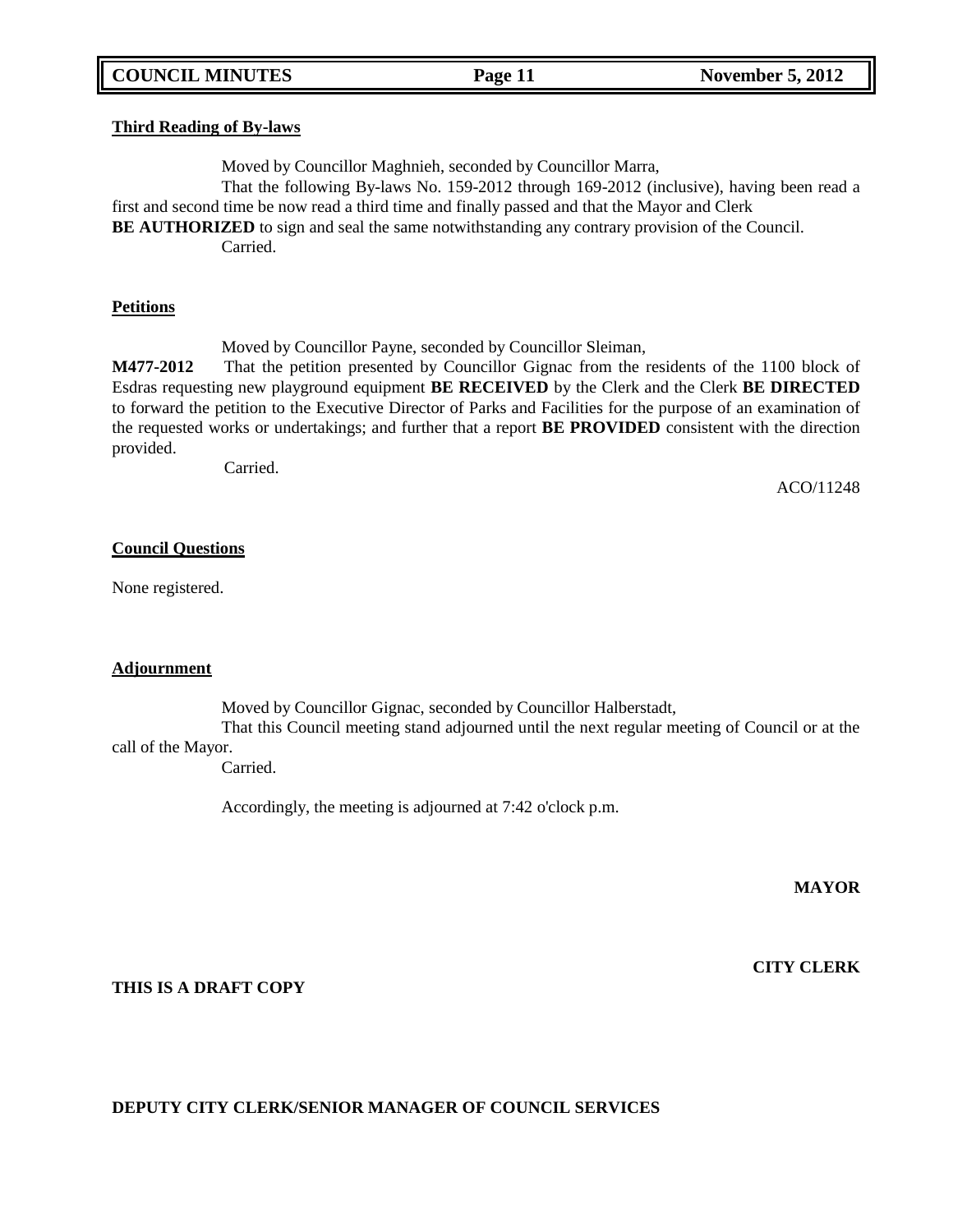**Third Reading of By-laws**

Moved by Councillor Maghnieh, seconded by Councillor Marra,

That the following By-laws No. 159-2012 through 169-2012 (inclusive), having been read a first and second time be now read a third time and finally passed and that the Mayor and Clerk **BE AUTHORIZED** to sign and seal the same notwithstanding any contrary provision of the Council.

Carried.

**Petitions**

Moved by Councillor Payne, seconded by Councillor Sleiman,

**M477-2012** That the petition presented by Councillor Gignac from the residents of the 1100 block of Esdras requesting new playground equipment **BE RECEIVED** by the Clerk and the Clerk **BE DIRECTED** to forward the petition to the Executive Director of Parks and Facilities for the purpose of an examination of the requested works or undertakings; and further that a report **BE PROVIDED** consistent with the direction provided.

Carried.

ACO/11248

**Council Questions**

None registered.

**Adjournment**

Moved by Councillor Gignac, seconded by Councillor Halberstadt,

That this Council meeting stand adjourned until the next regular meeting of Council or at the call of the Mayor.

Carried.

Accordingly, the meeting is adjourned at 7:42 o'clock p.m.

**MAYOR**

**CITY CLERK**

**THIS IS A DRAFT COPY**

**DEPUTY CITY CLERK/SENIOR MANAGER OF COUNCIL SERVICES**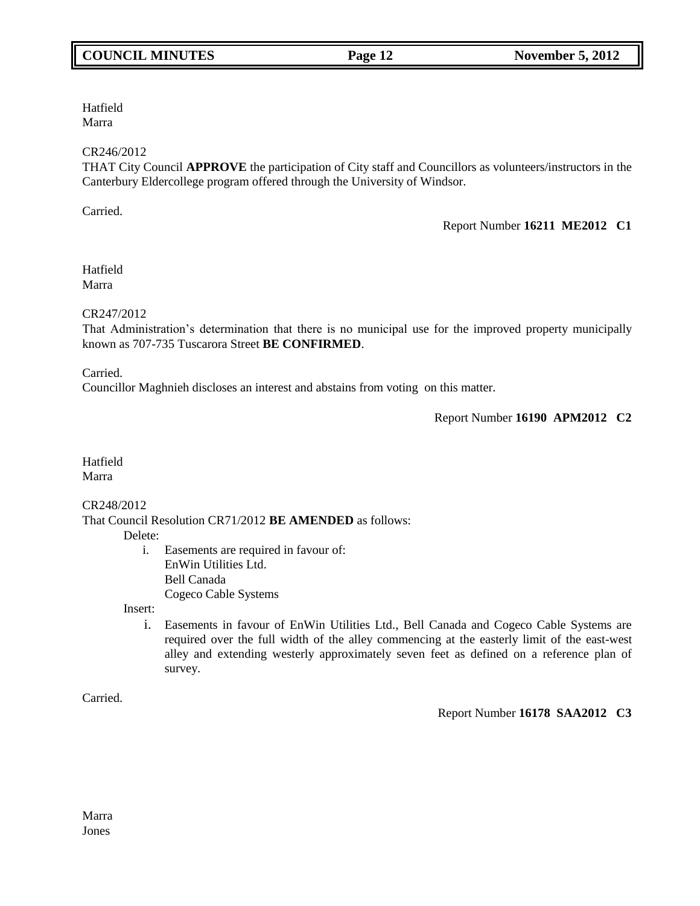Hatfield
Marra

CR246/2012
THAT City Council **APPROVE** the participation of City staff and Councillors as volunteers/instructors in the Canterbury Eldercollege program offered through the University of Windsor.

Carried.

Report Number **16211 ME2012 C1**

Hatfield
Marra

CR247/2012
That Administration's determination that there is no municipal use for the improved property municipally known as 707-735 Tuscarora Street **BE CONFIRMED**.

Carried.
Councillor Maghnieh discloses an interest and abstains from voting on this matter.

Report Number **16190 APM2012 C2**

Hatfield
Marra

CR248/2012
That Council Resolution CR71/2012 **BE AMENDED** as follows:

Delete:

i. Easements are required in favour of:
   EnWin Utilities Ltd.
   Bell Canada
   Cogeco Cable Systems

Insert:

i. Easements in favour of EnWin Utilities Ltd., Bell Canada and Cogeco Cable Systems are required over the full width of the alley commencing at the easterly limit of the east-west alley and extending westerly approximately seven feet as defined on a reference plan of survey.

Carried.

Report Number **16178 SAA2012 C3**

Marra
Jones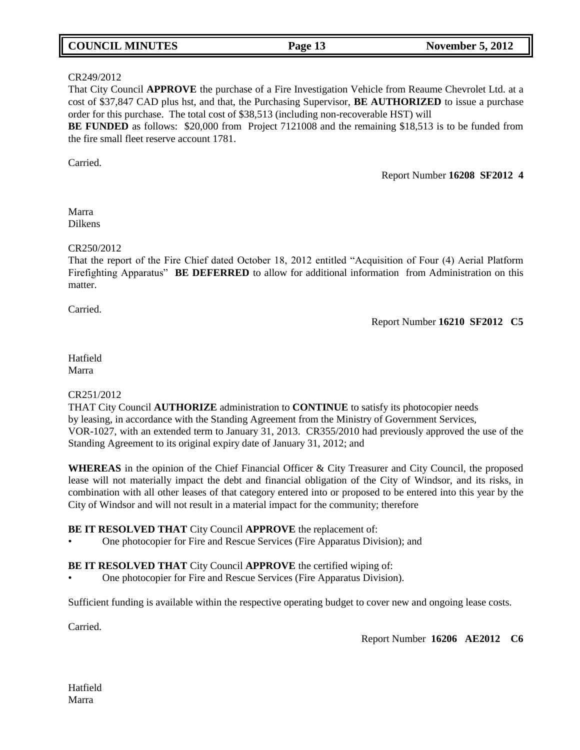CR249/2012
That City Council **APPROVE** the purchase of a Fire Investigation Vehicle from Reaume Chevrolet Ltd. at a cost of $37,847 CAD plus hst, and that, the Purchasing Supervisor, **BE AUTHORIZED** to issue a purchase order for this purchase. The total cost of $38,513 (including non-recoverable HST) will
**BE FUNDED** as follows: $20,000 from Project 7121008 and the remaining $18,513 is to be funded from the fire small fleet reserve account 1781.

Carried.

Report Number **16208 SF2012 4**

Marra
Dilkens

CR250/2012
That the report of the Fire Chief dated October 18, 2012 entitled "Acquisition of Four (4) Aerial Platform Firefighting Apparatus" **BE DEFERRED** to allow for additional information from Administration on this matter.

Carried.

Report Number **16210 SF2012 C5**

Hatfield
Marra

CR251/2012
THAT City Council **AUTHORIZE** administration to **CONTINUE** to satisfy its photocopier needs by leasing, in accordance with the Standing Agreement from the Ministry of Government Services, VOR-1027, with an extended term to January 31, 2013. CR355/2010 had previously approved the use of the Standing Agreement to its original expiry date of January 31, 2012; and

**WHEREAS** in the opinion of the Chief Financial Officer & City Treasurer and City Council, the proposed lease will not materially impact the debt and financial obligation of the City of Windsor, and its risks, in combination with all other leases of that category entered into or proposed to be entered into this year by the City of Windsor and will not result in a material impact for the community; therefore

**BE IT RESOLVED THAT** City Council **APPROVE** the replacement of:

- One photocopier for Fire and Rescue Services (Fire Apparatus Division); and

**BE IT RESOLVED THAT** City Council **APPROVE** the certified wiping of:

- One photocopier for Fire and Rescue Services (Fire Apparatus Division).

Sufficient funding is available within the respective operating budget to cover new and ongoing lease costs.

Carried.

Report Number **16206 AE2012 C6**

Hatfield
Marra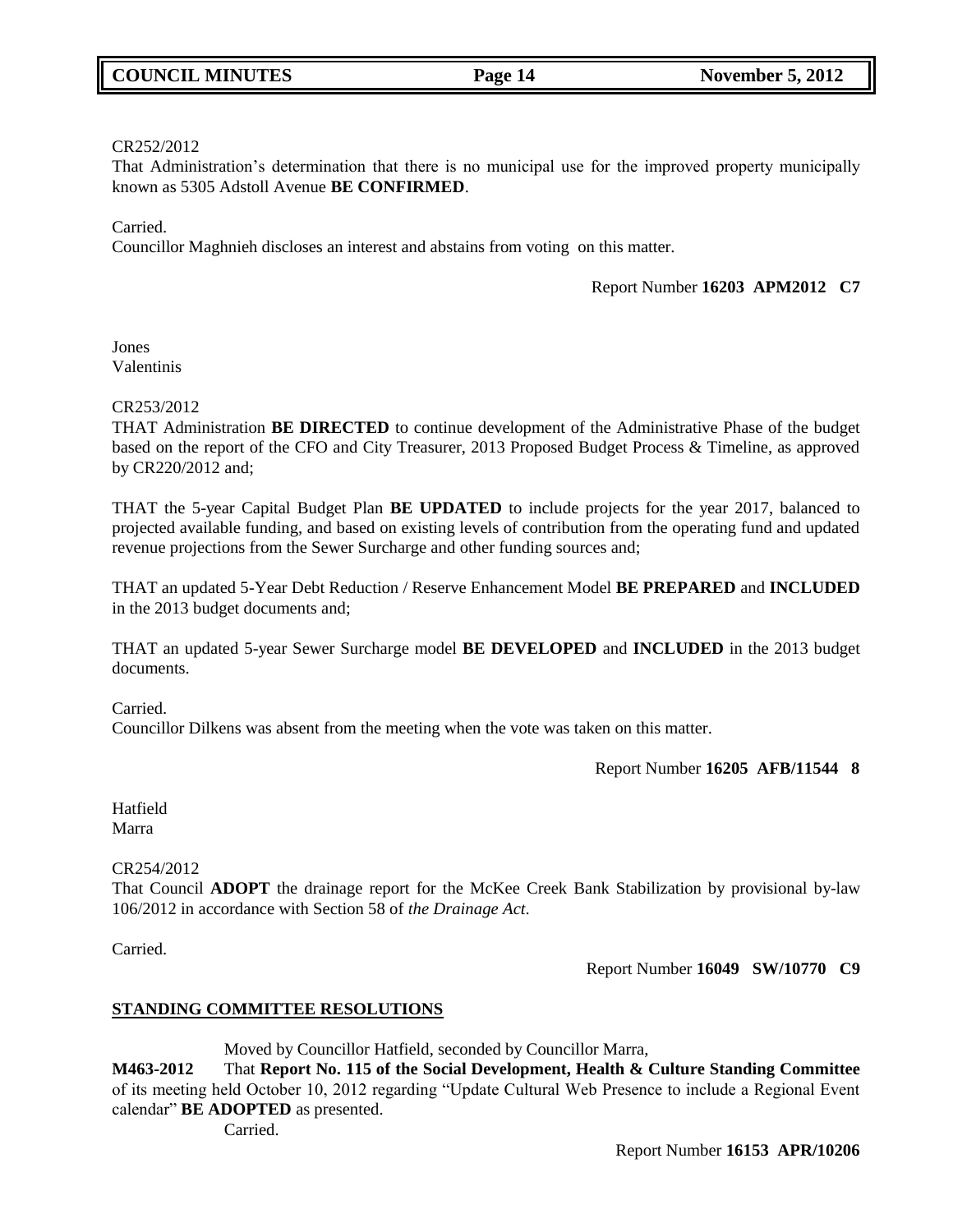CR252/2012

That Administration's determination that there is no municipal use for the improved property municipally known as 5305 Adstoll Avenue **BE CONFIRMED**.

Carried.

Councillor Maghnieh discloses an interest and abstains from voting on this matter.

Report Number **16203 APM2012 C7**

Jones
Valentinis

CR253/2012

THAT Administration **BE DIRECTED** to continue development of the Administrative Phase of the budget based on the report of the CFO and City Treasurer, 2013 Proposed Budget Process & Timeline, as approved by CR220/2012 and;

THAT the 5-year Capital Budget Plan **BE UPDATED** to include projects for the year 2017, balanced to projected available funding, and based on existing levels of contribution from the operating fund and updated revenue projections from the Sewer Surcharge and other funding sources and;

THAT an updated 5-Year Debt Reduction / Reserve Enhancement Model **BE PREPARED** and **INCLUDED** in the 2013 budget documents and;

THAT an updated 5-year Sewer Surcharge model **BE DEVELOPED** and **INCLUDED** in the 2013 budget documents.

Carried.

Councillor Dilkens was absent from the meeting when the vote was taken on this matter.

Report Number **16205 AFB/11544 8**

Hatfield
Marra

CR254/2012

That Council **ADOPT** the drainage report for the McKee Creek Bank Stabilization by provisional by-law 106/2012 in accordance with Section 58 of *the Drainage Act*.

Carried.

Report Number **16049 SW/10770 C9**

## STANDING COMMITTEE RESOLUTIONS

Moved by Councillor Hatfield, seconded by Councillor Marra,

**M463-2012** That **Report No. 115 of the Social Development, Health & Culture Standing Committee** of its meeting held October 10, 2012 regarding "Update Cultural Web Presence to include a Regional Event calendar" **BE ADOPTED** as presented.

Carried.

Report Number **16153 APR/10206**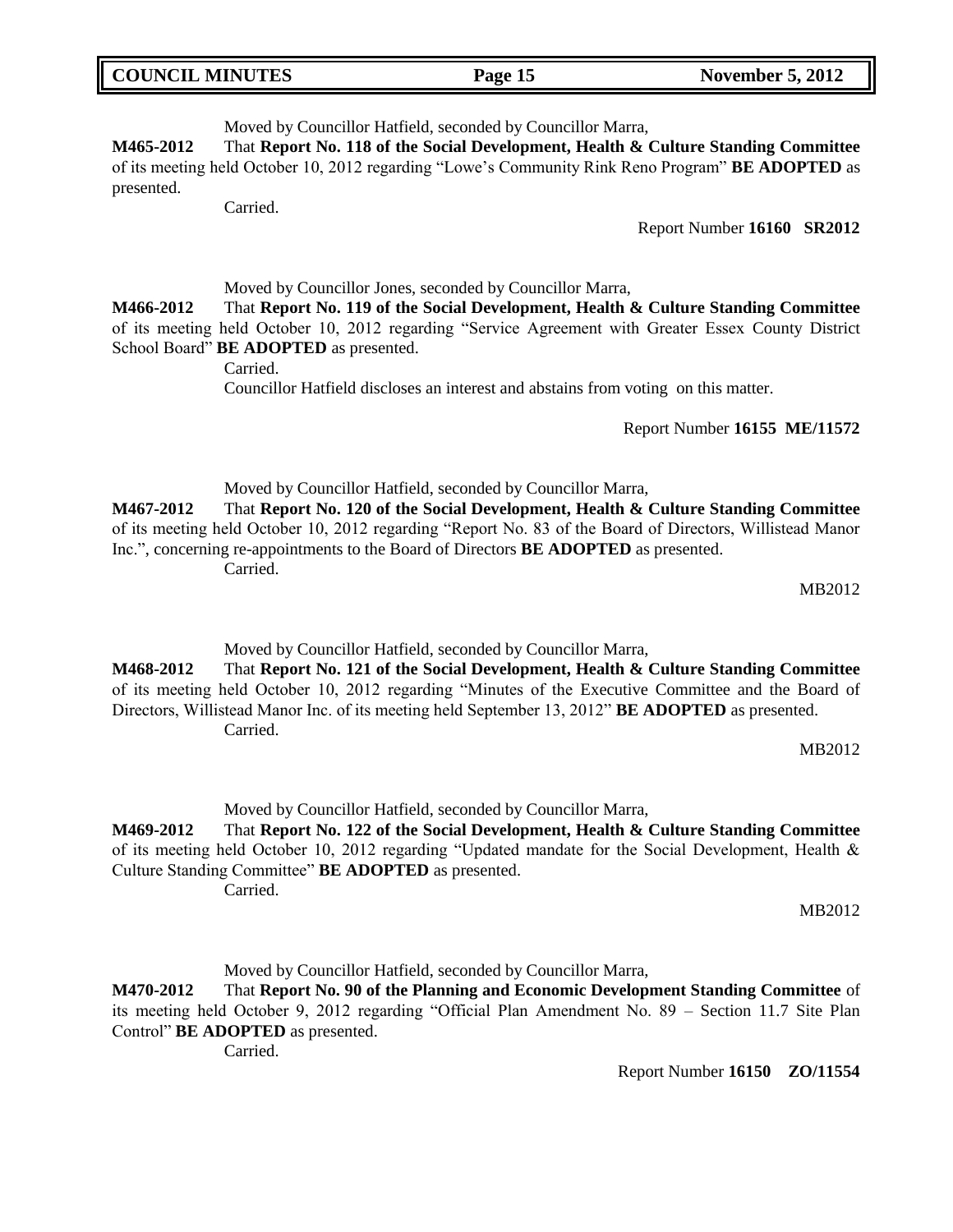Moved by Councillor Hatfield, seconded by Councillor Marra,

**M465-2012** That **Report No. 118 of the Social Development, Health & Culture Standing Committee** of its meeting held October 10, 2012 regarding "Lowe's Community Rink Reno Program" **BE ADOPTED** as presented.

Carried.

Report Number **16160 SR2012**

Moved by Councillor Jones, seconded by Councillor Marra,

**M466-2012** That **Report No. 119 of the Social Development, Health & Culture Standing Committee** of its meeting held October 10, 2012 regarding "Service Agreement with Greater Essex County District School Board" **BE ADOPTED** as presented.

Carried.

Councillor Hatfield discloses an interest and abstains from voting on this matter.

Report Number **16155 ME/11572**

Moved by Councillor Hatfield, seconded by Councillor Marra,

**M467-2012** That **Report No. 120 of the Social Development, Health & Culture Standing Committee** of its meeting held October 10, 2012 regarding "Report No. 83 of the Board of Directors, Willistead Manor Inc.", concerning re-appointments to the Board of Directors **BE ADOPTED** as presented.

Carried.

MB2012

Moved by Councillor Hatfield, seconded by Councillor Marra,

**M468-2012** That **Report No. 121 of the Social Development, Health & Culture Standing Committee** of its meeting held October 10, 2012 regarding "Minutes of the Executive Committee and the Board of Directors, Willistead Manor Inc. of its meeting held September 13, 2012" **BE ADOPTED** as presented.

Carried.

MB2012

Moved by Councillor Hatfield, seconded by Councillor Marra,

**M469-2012** That **Report No. 122 of the Social Development, Health & Culture Standing Committee** of its meeting held October 10, 2012 regarding "Updated mandate for the Social Development, Health & Culture Standing Committee" **BE ADOPTED** as presented.

Carried.

MB2012

Moved by Councillor Hatfield, seconded by Councillor Marra,

**M470-2012** That **Report No. 90 of the Planning and Economic Development Standing Committee** of its meeting held October 9, 2012 regarding "Official Plan Amendment No. 89 – Section 11.7 Site Plan Control" **BE ADOPTED** as presented.

Carried.

Report Number **16150 ZO/11554**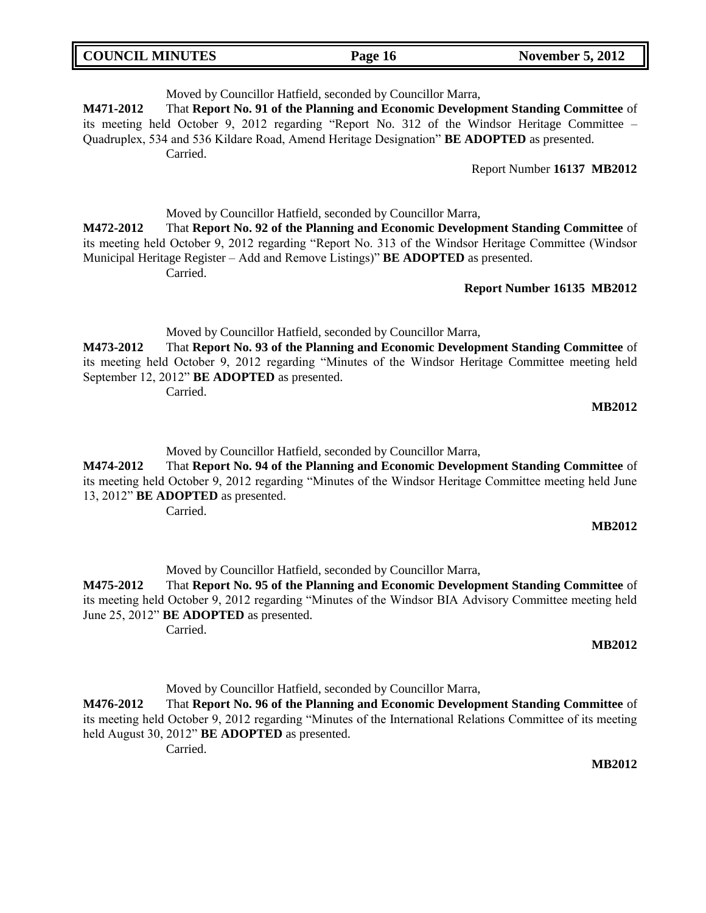Moved by Councillor Hatfield, seconded by Councillor Marra,

**M471-2012** That **Report No. 91 of the Planning and Economic Development Standing Committee** of its meeting held October 9, 2012 regarding "Report No. 312 of the Windsor Heritage Committee – Quadruplex, 534 and 536 Kildare Road, Amend Heritage Designation" **BE ADOPTED** as presented.

Carried.

Report Number **16137 MB2012**

Moved by Councillor Hatfield, seconded by Councillor Marra,

**M472-2012** That **Report No. 92 of the Planning and Economic Development Standing Committee** of its meeting held October 9, 2012 regarding "Report No. 313 of the Windsor Heritage Committee (Windsor Municipal Heritage Register – Add and Remove Listings)" **BE ADOPTED** as presented.

Carried.

**Report Number 16135 MB2012**

Moved by Councillor Hatfield, seconded by Councillor Marra,

**M473-2012** That **Report No. 93 of the Planning and Economic Development Standing Committee** of its meeting held October 9, 2012 regarding "Minutes of the Windsor Heritage Committee meeting held September 12, 2012" **BE ADOPTED** as presented.

Carried.

**MB2012**

Moved by Councillor Hatfield, seconded by Councillor Marra,

**M474-2012** That **Report No. 94 of the Planning and Economic Development Standing Committee** of its meeting held October 9, 2012 regarding "Minutes of the Windsor Heritage Committee meeting held June 13, 2012" **BE ADOPTED** as presented.

Carried.

**MB2012**

Moved by Councillor Hatfield, seconded by Councillor Marra,

**M475-2012** That **Report No. 95 of the Planning and Economic Development Standing Committee** of its meeting held October 9, 2012 regarding "Minutes of the Windsor BIA Advisory Committee meeting held June 25, 2012" **BE ADOPTED** as presented.

Carried.

**MB2012**

Moved by Councillor Hatfield, seconded by Councillor Marra,

**M476-2012** That **Report No. 96 of the Planning and Economic Development Standing Committee** of its meeting held October 9, 2012 regarding "Minutes of the International Relations Committee of its meeting held August 30, 2012" **BE ADOPTED** as presented.

Carried.

**MB2012**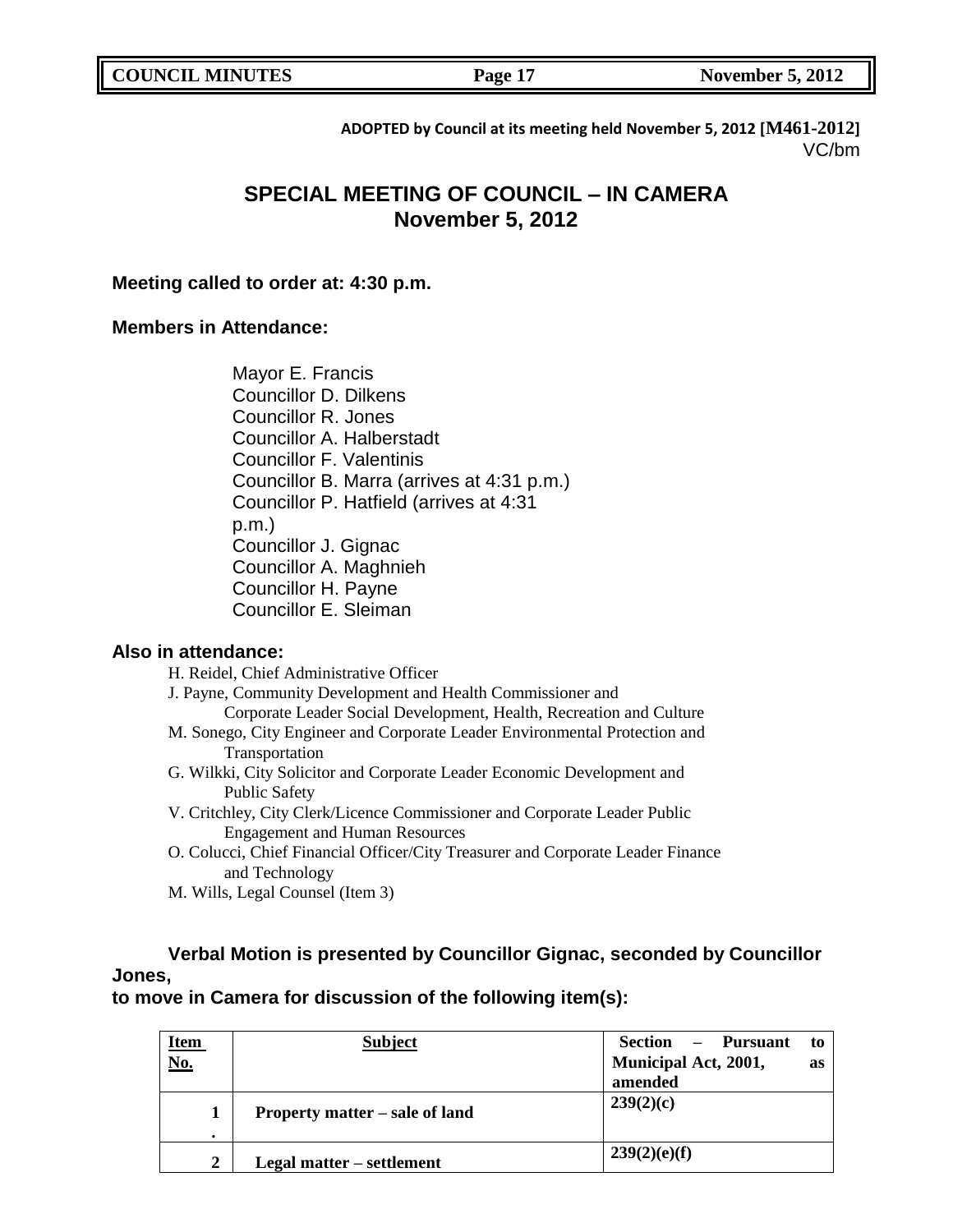**ADOPTED by Council at its meeting held November 5, 2012 [M461-2012]**
VC/bm

# SPECIAL MEETING OF COUNCIL – IN CAMERA
## November 5, 2012

**Meeting called to order at: 4:30 p.m.**

**Members in Attendance:**

Mayor E. Francis
Councillor D. Dilkens
Councillor R. Jones
Councillor A. Halberstadt
Councillor F. Valentinis
Councillor B. Marra (arrives at 4:31 p.m.)
Councillor P. Hatfield (arrives at 4:31 p.m.)
Councillor J. Gignac
Councillor A. Maghnieh
Councillor H. Payne
Councillor E. Sleiman

**Also in attendance:**

H. Reidel, Chief Administrative Officer
J. Payne, Community Development and Health Commissioner and Corporate Leader Social Development, Health, Recreation and Culture
M. Sonego, City Engineer and Corporate Leader Environmental Protection and Transportation
G. Wilkki, City Solicitor and Corporate Leader Economic Development and Public Safety
V. Critchley, City Clerk/Licence Commissioner and Corporate Leader Public Engagement and Human Resources
O. Colucci, Chief Financial Officer/City Treasurer and Corporate Leader Finance and Technology
M. Wills, Legal Counsel (Item 3)

**Verbal Motion is presented by Councillor Gignac, seconded by Councillor Jones, to move in Camera for discussion of the following item(s):**

| Item No. | Subject | Section – Pursuant to Municipal Act, 2001, as amended |
|---|---|---|
| 1. | Property matter – sale of land | 239(2)(c) |
| 2 | Legal matter – settlement | 239(2)(e)(f) |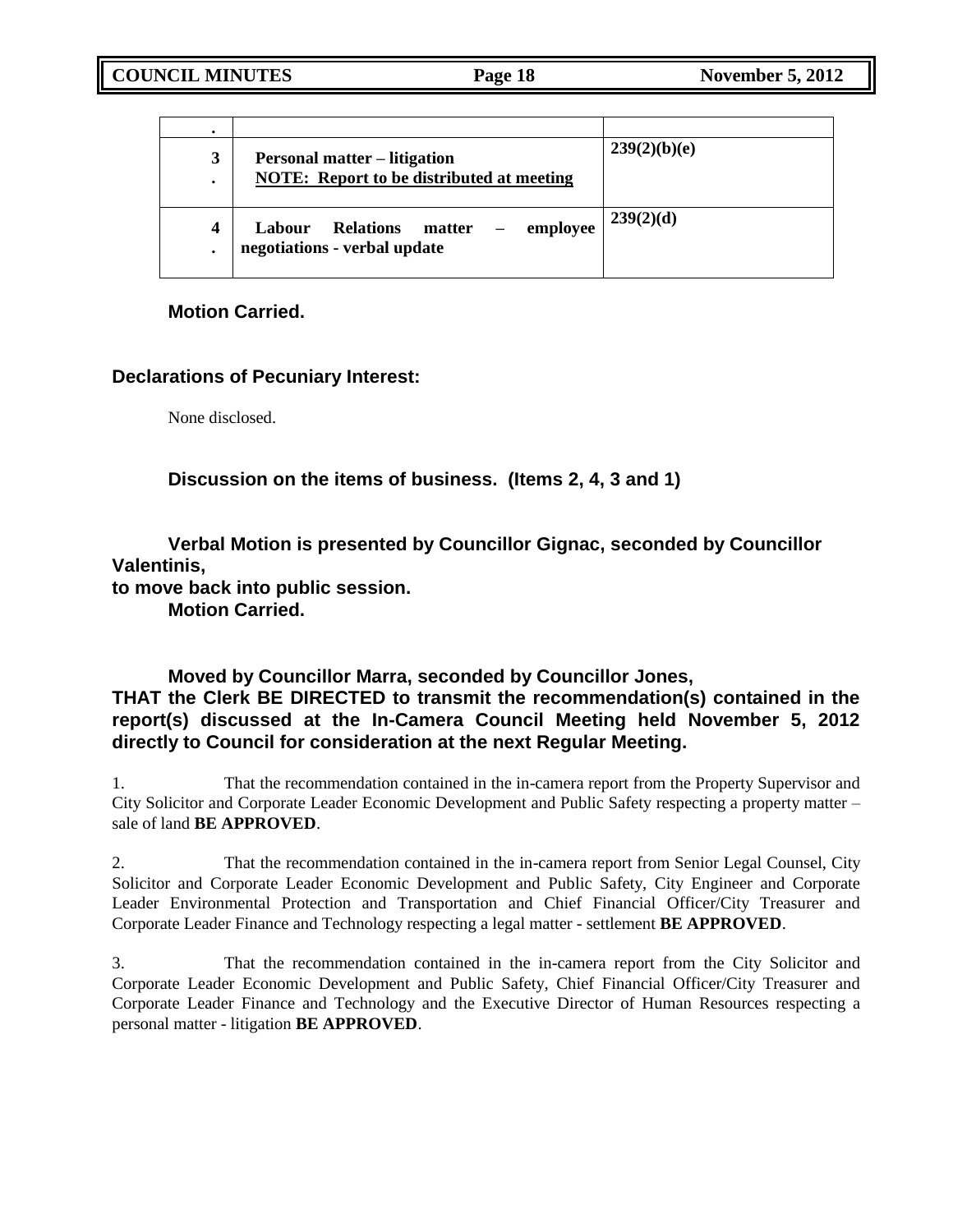| . | | |
|---|---|---|
| 3. | **Personal matter – litigation**<br>**NOTE: Report to be distributed at meeting** | **239(2)(b)(e)** |
| 4. | **Labour Relations matter – employee negotiations - verbal update** | **239(2)(d)** |

**Motion Carried.**

**Declarations of Pecuniary Interest:**

None disclosed.

**Discussion on the items of business. (Items 2, 4, 3 and 1)**

**Verbal Motion is presented by Councillor Gignac, seconded by Councillor Valentinis, to move back into public session.**
**Motion Carried.**

**Moved by Councillor Marra, seconded by Councillor Jones,**
**THAT the Clerk BE DIRECTED to transmit the recommendation(s) contained in the report(s) discussed at the In-Camera Council Meeting held November 5, 2012 directly to Council for consideration at the next Regular Meeting.**

1. That the recommendation contained in the in-camera report from the Property Supervisor and City Solicitor and Corporate Leader Economic Development and Public Safety respecting a property matter – sale of land **BE APPROVED**.

2. That the recommendation contained in the in-camera report from Senior Legal Counsel, City Solicitor and Corporate Leader Economic Development and Public Safety, City Engineer and Corporate Leader Environmental Protection and Transportation and Chief Financial Officer/City Treasurer and Corporate Leader Finance and Technology respecting a legal matter - settlement **BE APPROVED**.

3. That the recommendation contained in the in-camera report from the City Solicitor and Corporate Leader Economic Development and Public Safety, Chief Financial Officer/City Treasurer and Corporate Leader Finance and Technology and the Executive Director of Human Resources respecting a personal matter - litigation **BE APPROVED**.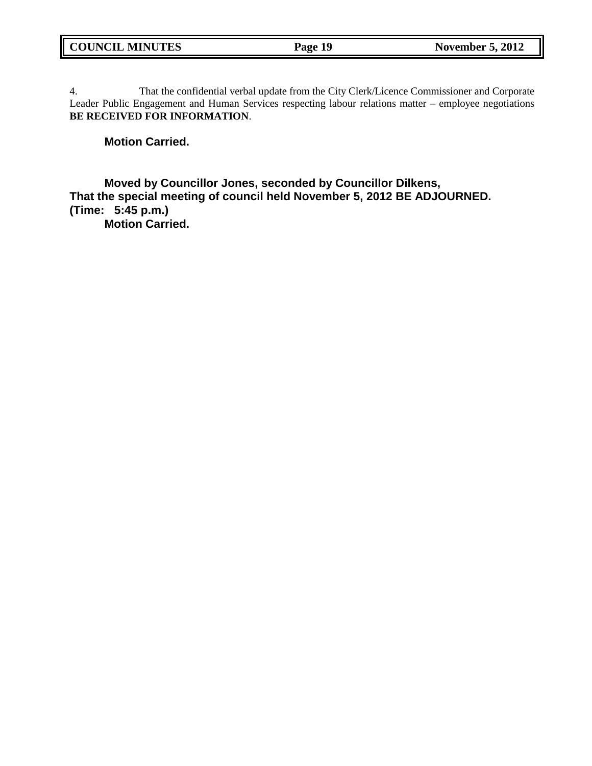4. That the confidential verbal update from the City Clerk/Licence Commissioner and Corporate Leader Public Engagement and Human Services respecting labour relations matter – employee negotiations **BE RECEIVED FOR INFORMATION**.

**Motion Carried.**

**Moved by Councillor Jones, seconded by Councillor Dilkens,**
**That the special meeting of council held November 5, 2012 BE ADJOURNED.**
**(Time: 5:45 p.m.)**
**Motion Carried.**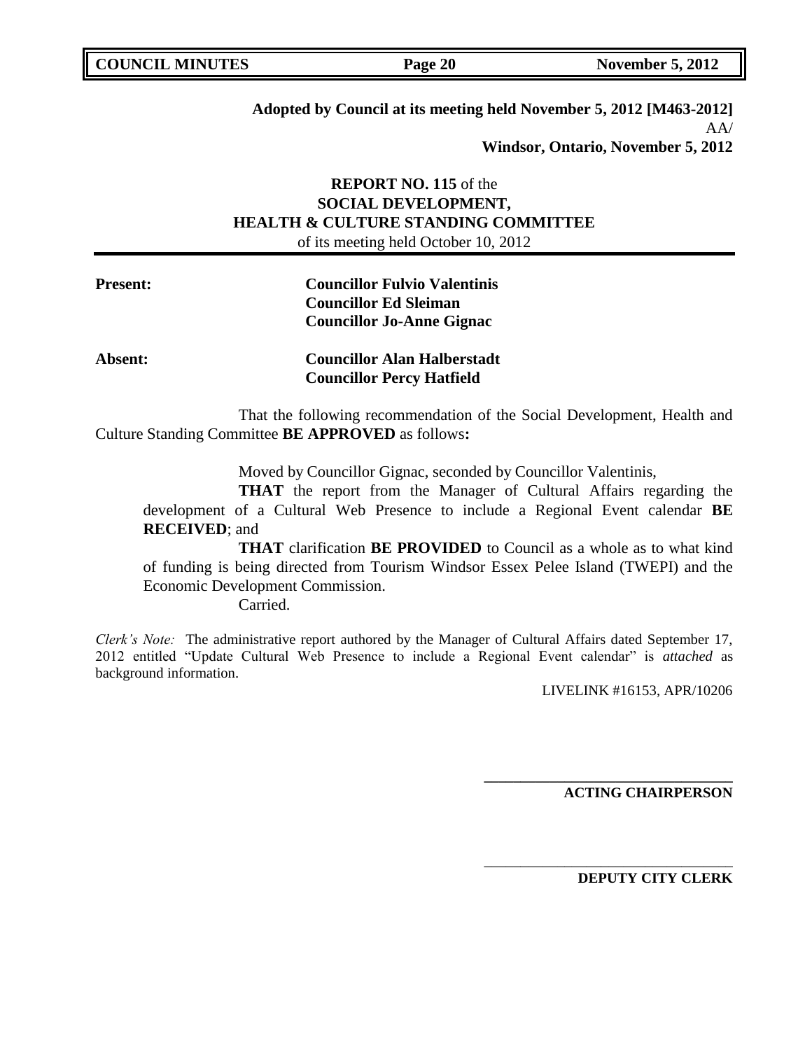**Adopted by Council at its meeting held November 5, 2012 [M463-2012]**
AA/
**Windsor, Ontario, November 5, 2012**

**REPORT NO. 115** of the
**SOCIAL DEVELOPMENT,**
**HEALTH & CULTURE STANDING COMMITTEE**
of its meeting held October 10, 2012

**Present:** **Councillor Fulvio Valentinis**
**Councillor Ed Sleiman**
**Councillor Jo-Anne Gignac**

**Absent:** **Councillor Alan Halberstadt**
**Councillor Percy Hatfield**

That the following recommendation of the Social Development, Health and Culture Standing Committee **BE APPROVED** as follows**:**

Moved by Councillor Gignac, seconded by Councillor Valentinis,

**THAT** the report from the Manager of Cultural Affairs regarding the development of a Cultural Web Presence to include a Regional Event calendar **BE RECEIVED**; and

**THAT** clarification **BE PROVIDED** to Council as a whole as to what kind of funding is being directed from Tourism Windsor Essex Pelee Island (TWEPI) and the Economic Development Commission.

Carried.

*Clerk's Note:* The administrative report authored by the Manager of Cultural Affairs dated September 17, 2012 entitled "Update Cultural Web Presence to include a Regional Event calendar" is *attached* as background information.

LIVELINK #16153, APR/10206

**ACTING CHAIRPERSON**

**DEPUTY CITY CLERK**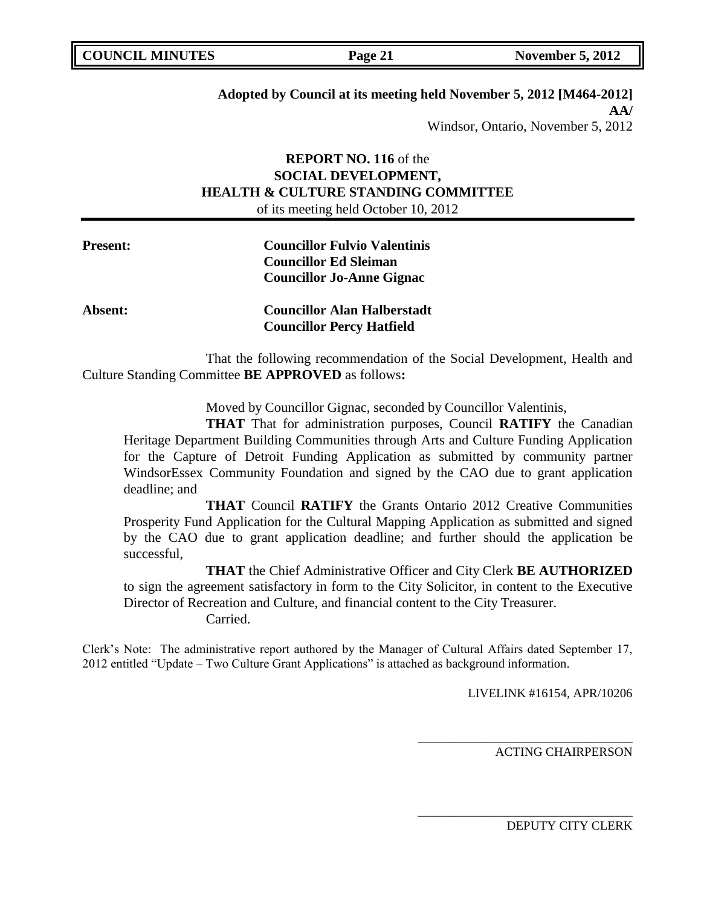**Adopted by Council at its meeting held November 5, 2012 [M464-2012]**
**AA/**
Windsor, Ontario, November 5, 2012

**REPORT NO. 116** of the
**SOCIAL DEVELOPMENT,**
**HEALTH & CULTURE STANDING COMMITTEE**
of its meeting held October 10, 2012

**Present:** **Councillor Fulvio Valentinis**
**Councillor Ed Sleiman**
**Councillor Jo-Anne Gignac**

**Absent:** **Councillor Alan Halberstadt**
**Councillor Percy Hatfield**

That the following recommendation of the Social Development, Health and Culture Standing Committee **BE APPROVED** as follows**:**

Moved by Councillor Gignac, seconded by Councillor Valentinis,

**THAT** That for administration purposes, Council **RATIFY** the Canadian Heritage Department Building Communities through Arts and Culture Funding Application for the Capture of Detroit Funding Application as submitted by community partner WindsorEssex Community Foundation and signed by the CAO due to grant application deadline; and

**THAT** Council **RATIFY** the Grants Ontario 2012 Creative Communities Prosperity Fund Application for the Cultural Mapping Application as submitted and signed by the CAO due to grant application deadline; and further should the application be successful,

**THAT** the Chief Administrative Officer and City Clerk **BE AUTHORIZED** to sign the agreement satisfactory in form to the City Solicitor, in content to the Executive Director of Recreation and Culture, and financial content to the City Treasurer.

Carried.

Clerk's Note: The administrative report authored by the Manager of Cultural Affairs dated September 17, 2012 entitled "Update – Two Culture Grant Applications" is attached as background information.

LIVELINK #16154, APR/10206

\_\_\_\_\_\_\_\_\_\_\_\_\_\_\_\_\_\_\_\_\_\_\_\_\_\_\_\_\_\_\_\_\_\_
ACTING CHAIRPERSON

\_\_\_\_\_\_\_\_\_\_\_\_\_\_\_\_\_\_\_\_\_\_\_\_\_\_\_\_\_\_\_\_\_\_
DEPUTY CITY CLERK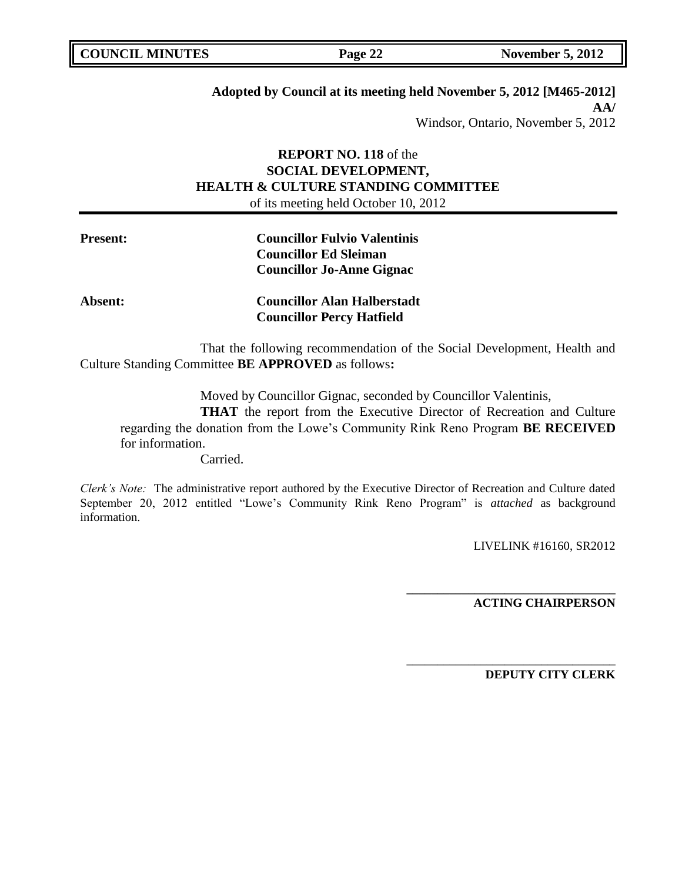**Adopted by Council at its meeting held November 5, 2012 [M465-2012]**
**AA/**
Windsor, Ontario, November 5, 2012

**REPORT NO. 118** of the
**SOCIAL DEVELOPMENT,**
**HEALTH & CULTURE STANDING COMMITTEE**
of its meeting held October 10, 2012

**Present:** **Councillor Fulvio Valentinis**
**Councillor Ed Sleiman**
**Councillor Jo-Anne Gignac**

**Absent:** **Councillor Alan Halberstadt**
**Councillor Percy Hatfield**

That the following recommendation of the Social Development, Health and Culture Standing Committee **BE APPROVED** as follows**:**

Moved by Councillor Gignac, seconded by Councillor Valentinis,

**THAT** the report from the Executive Director of Recreation and Culture regarding the donation from the Lowe's Community Rink Reno Program **BE RECEIVED** for information.

Carried.

*Clerk's Note:* The administrative report authored by the Executive Director of Recreation and Culture dated September 20, 2012 entitled "Lowe's Community Rink Reno Program" is *attached* as background information.

LIVELINK #16160, SR2012

**\_\_\_\_\_\_\_\_\_\_\_\_\_\_\_\_\_\_\_\_\_\_\_\_\_\_\_\_\_\_\_\_\_\_**
**ACTING CHAIRPERSON**

\_\_\_\_\_\_\_\_\_\_\_\_\_\_\_\_\_\_\_\_\_\_\_\_\_\_\_\_\_\_\_\_\_\_
**DEPUTY CITY CLERK**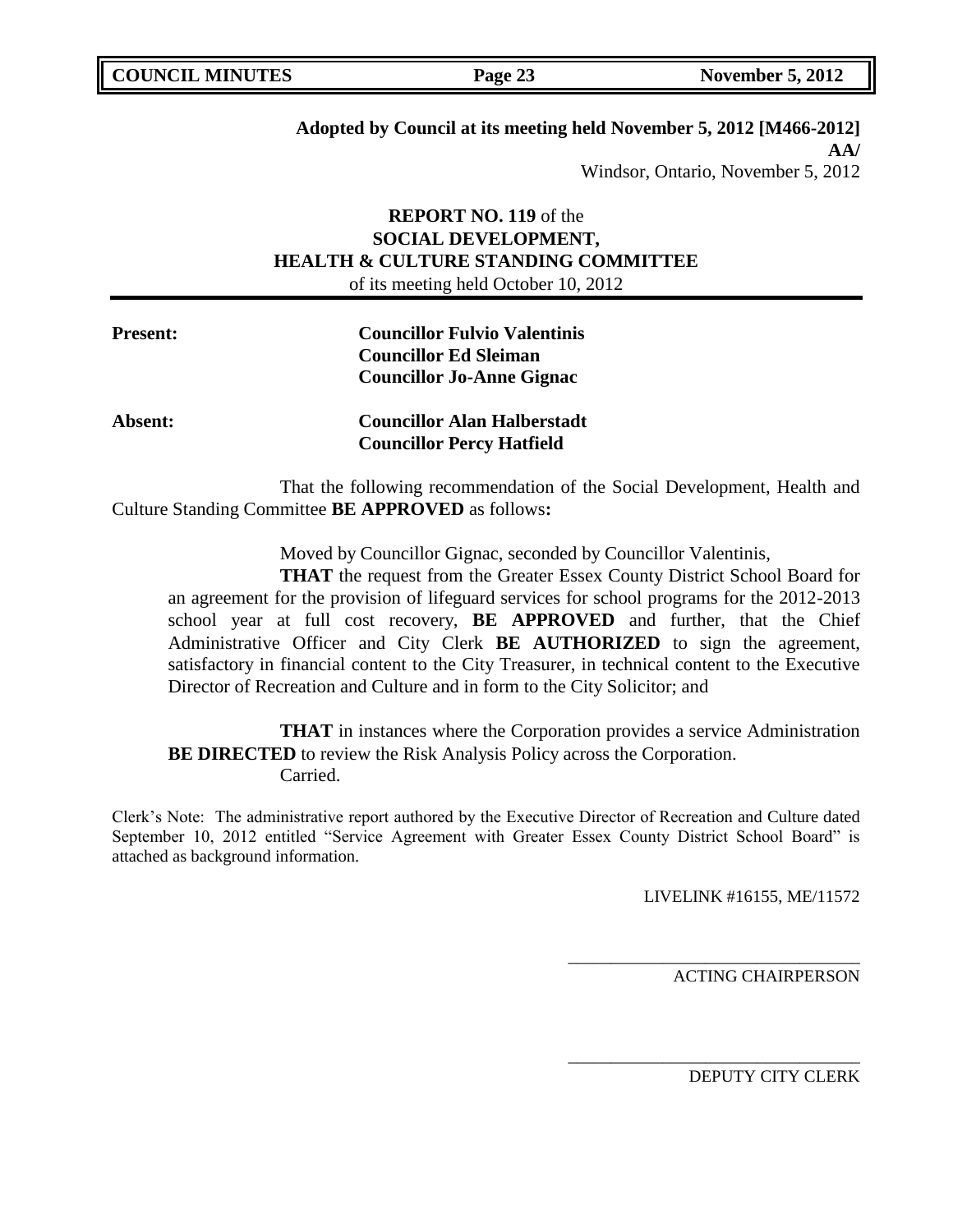**Adopted by Council at its meeting held November 5, 2012 [M466-2012]**
**AA/**
Windsor, Ontario, November 5, 2012

**REPORT NO. 119** of the
**SOCIAL DEVELOPMENT,**
**HEALTH & CULTURE STANDING COMMITTEE**
of its meeting held October 10, 2012

**Present:** **Councillor Fulvio Valentinis**
**Councillor Ed Sleiman**
**Councillor Jo-Anne Gignac**

**Absent:** **Councillor Alan Halberstadt**
**Councillor Percy Hatfield**

That the following recommendation of the Social Development, Health and Culture Standing Committee **BE APPROVED** as follows**:**

Moved by Councillor Gignac, seconded by Councillor Valentinis,

**THAT** the request from the Greater Essex County District School Board for an agreement for the provision of lifeguard services for school programs for the 2012-2013 school year at full cost recovery, **BE APPROVED** and further, that the Chief Administrative Officer and City Clerk **BE AUTHORIZED** to sign the agreement, satisfactory in financial content to the City Treasurer, in technical content to the Executive Director of Recreation and Culture and in form to the City Solicitor; and

**THAT** in instances where the Corporation provides a service Administration **BE DIRECTED** to review the Risk Analysis Policy across the Corporation.
Carried.

Clerk's Note: The administrative report authored by the Executive Director of Recreation and Culture dated September 10, 2012 entitled "Service Agreement with Greater Essex County District School Board" is attached as background information.

LIVELINK #16155, ME/11572

\_\_\_\_\_\_\_\_\_\_\_\_\_\_\_\_\_\_\_\_\_\_\_\_\_\_\_\_\_\_\_\_\_\_
ACTING CHAIRPERSON

\_\_\_\_\_\_\_\_\_\_\_\_\_\_\_\_\_\_\_\_\_\_\_\_\_\_\_\_\_\_\_\_\_\_
DEPUTY CITY CLERK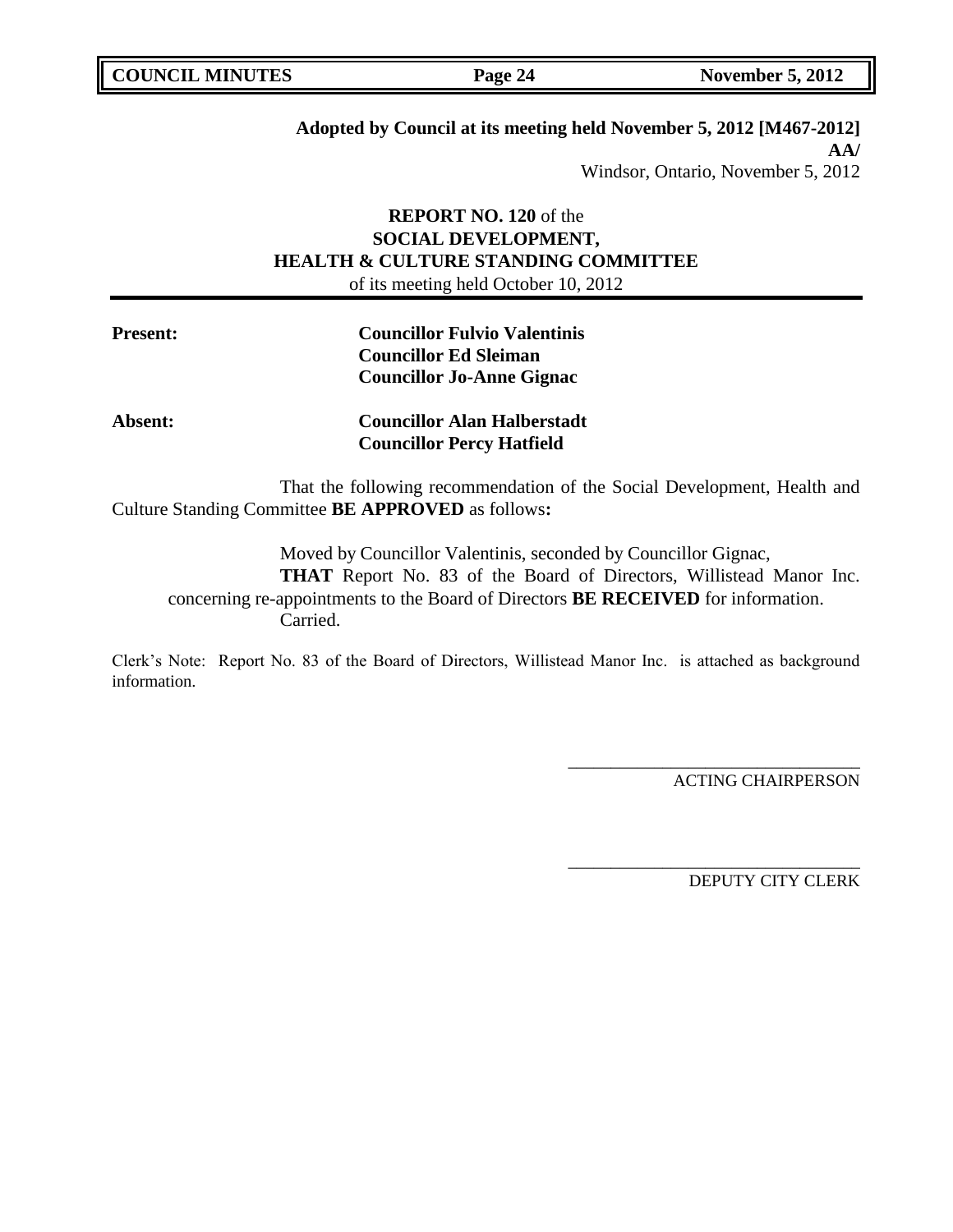**Adopted by Council at its meeting held November 5, 2012 [M467-2012]**
**AA/**
Windsor, Ontario, November 5, 2012

**REPORT NO. 120** of the
**SOCIAL DEVELOPMENT,**
**HEALTH & CULTURE STANDING COMMITTEE**
of its meeting held October 10, 2012

**Present:** **Councillor Fulvio Valentinis**
**Councillor Ed Sleiman**
**Councillor Jo-Anne Gignac**

**Absent:** **Councillor Alan Halberstadt**
**Councillor Percy Hatfield**

That the following recommendation of the Social Development, Health and Culture Standing Committee **BE APPROVED** as follows**:**

Moved by Councillor Valentinis, seconded by Councillor Gignac,
**THAT** Report No. 83 of the Board of Directors, Willistead Manor Inc. concerning re-appointments to the Board of Directors **BE RECEIVED** for information.
Carried.

Clerk's Note: Report No. 83 of the Board of Directors, Willistead Manor Inc. is attached as background information.

\_\_\_\_\_\_\_\_\_\_\_\_\_\_\_\_\_\_\_\_\_\_\_\_\_\_\_\_\_\_\_\_\_\_
ACTING CHAIRPERSON

\_\_\_\_\_\_\_\_\_\_\_\_\_\_\_\_\_\_\_\_\_\_\_\_\_\_\_\_\_\_\_\_\_\_
DEPUTY CITY CLERK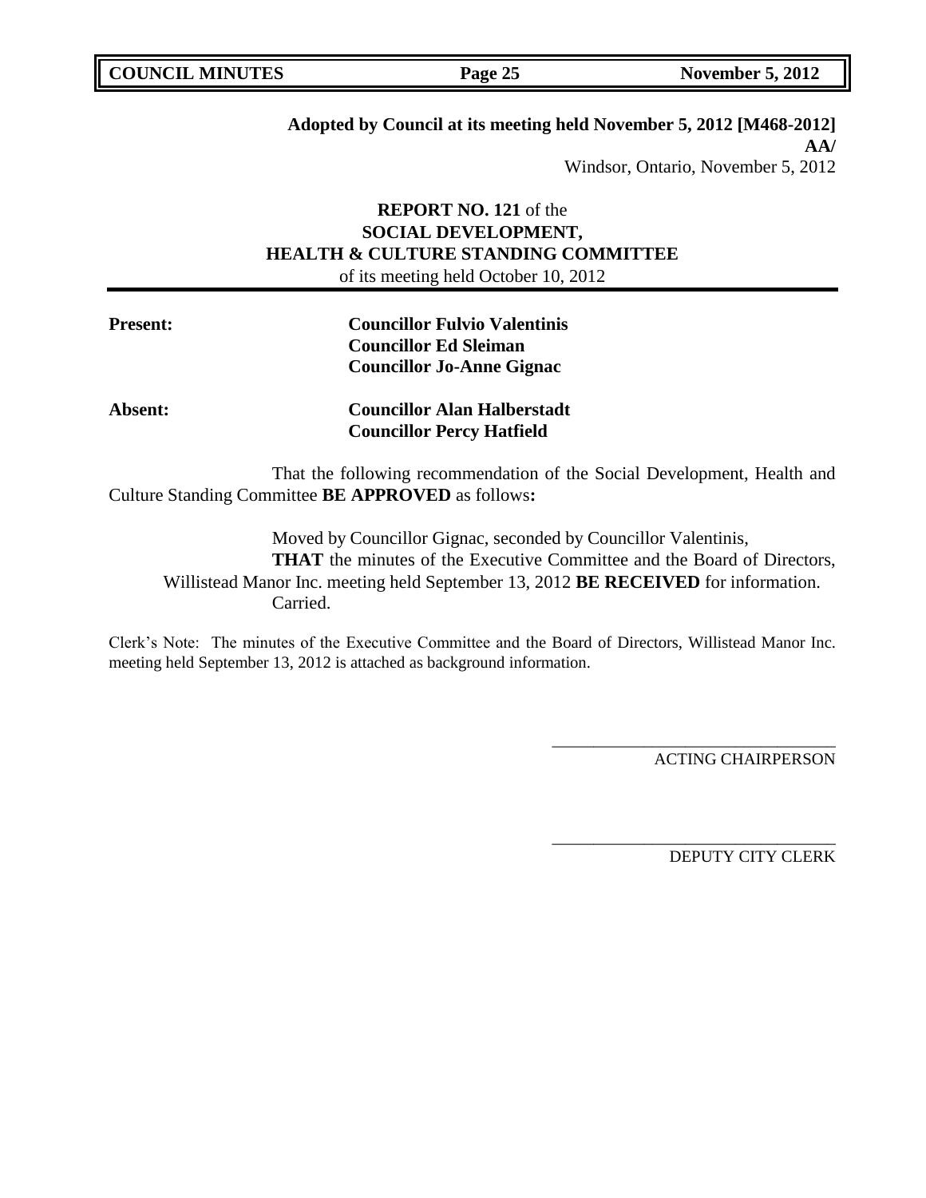**Adopted by Council at its meeting held November 5, 2012 [M468-2012]**
**AA/**
Windsor, Ontario, November 5, 2012

**REPORT NO. 121** of the
**SOCIAL DEVELOPMENT,**
**HEALTH & CULTURE STANDING COMMITTEE**
of its meeting held October 10, 2012

**Present:** **Councillor Fulvio Valentinis**
**Councillor Ed Sleiman**
**Councillor Jo-Anne Gignac**

**Absent:** **Councillor Alan Halberstadt**
**Councillor Percy Hatfield**

That the following recommendation of the Social Development, Health and Culture Standing Committee **BE APPROVED** as follows**:**

Moved by Councillor Gignac, seconded by Councillor Valentinis,
**THAT** the minutes of the Executive Committee and the Board of Directors, Willistead Manor Inc. meeting held September 13, 2012 **BE RECEIVED** for information.
Carried.

Clerk's Note: The minutes of the Executive Committee and the Board of Directors, Willistead Manor Inc. meeting held September 13, 2012 is attached as background information.

\_\_\_\_\_\_\_\_\_\_\_\_\_\_\_\_\_\_\_\_\_\_\_\_\_\_\_\_\_\_\_\_\_\_
ACTING CHAIRPERSON

\_\_\_\_\_\_\_\_\_\_\_\_\_\_\_\_\_\_\_\_\_\_\_\_\_\_\_\_\_\_\_\_\_\_
DEPUTY CITY CLERK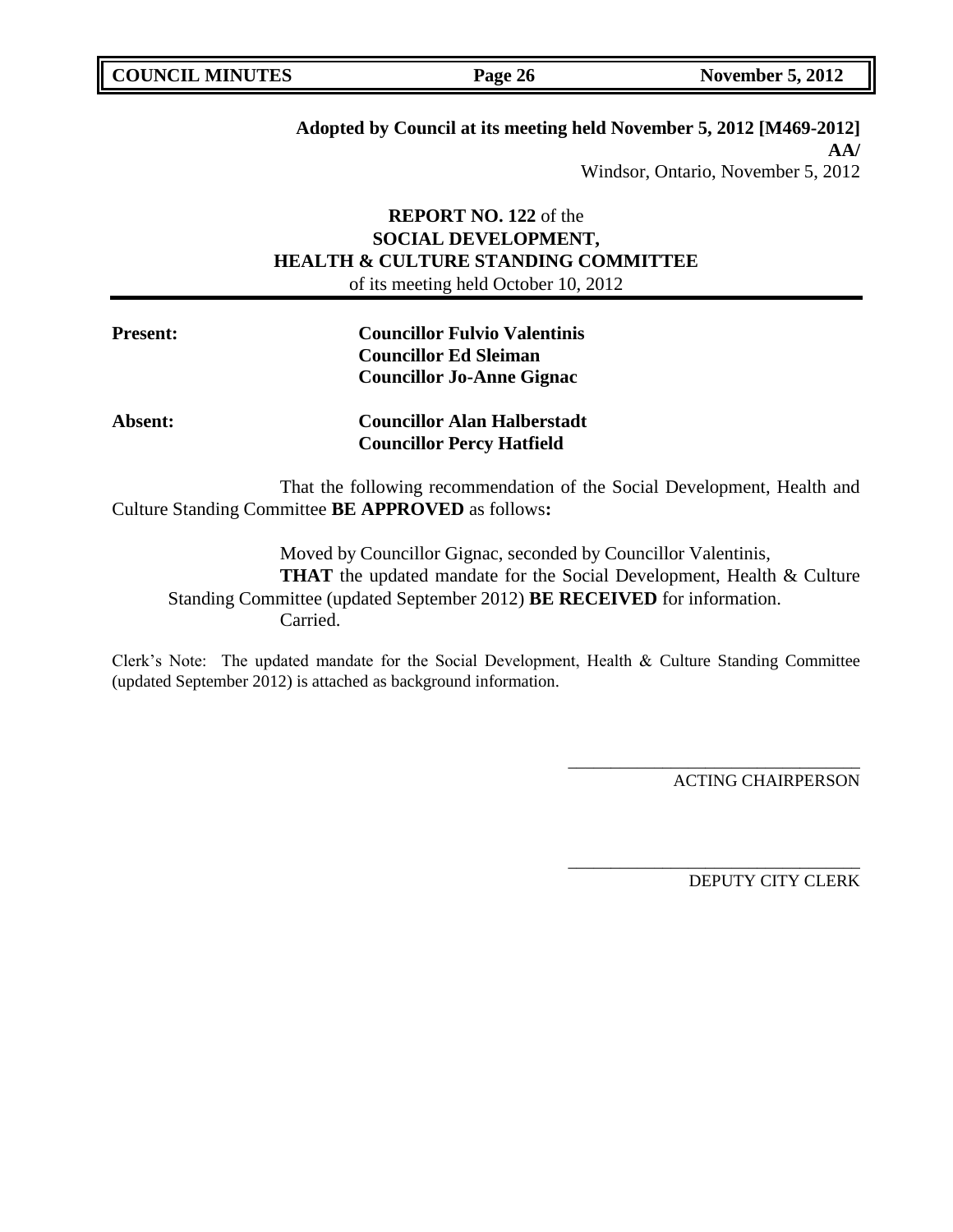**Adopted by Council at its meeting held November 5, 2012 [M469-2012]**
**AA/**
Windsor, Ontario, November 5, 2012

**REPORT NO. 122** of the
**SOCIAL DEVELOPMENT,**
**HEALTH & CULTURE STANDING COMMITTEE**
of its meeting held October 10, 2012

**Present:** **Councillor Fulvio Valentinis**
**Councillor Ed Sleiman**
**Councillor Jo-Anne Gignac**

**Absent:** **Councillor Alan Halberstadt**
**Councillor Percy Hatfield**

That the following recommendation of the Social Development, Health and Culture Standing Committee **BE APPROVED** as follows**:**

Moved by Councillor Gignac, seconded by Councillor Valentinis,
**THAT** the updated mandate for the Social Development, Health & Culture Standing Committee (updated September 2012) **BE RECEIVED** for information.
Carried.

Clerk's Note: The updated mandate for the Social Development, Health & Culture Standing Committee (updated September 2012) is attached as background information.

\_\_\_\_\_\_\_\_\_\_\_\_\_\_\_\_\_\_\_\_\_\_\_\_\_\_\_\_\_\_\_\_\_\_
ACTING CHAIRPERSON

\_\_\_\_\_\_\_\_\_\_\_\_\_\_\_\_\_\_\_\_\_\_\_\_\_\_\_\_\_\_\_\_\_\_
DEPUTY CITY CLERK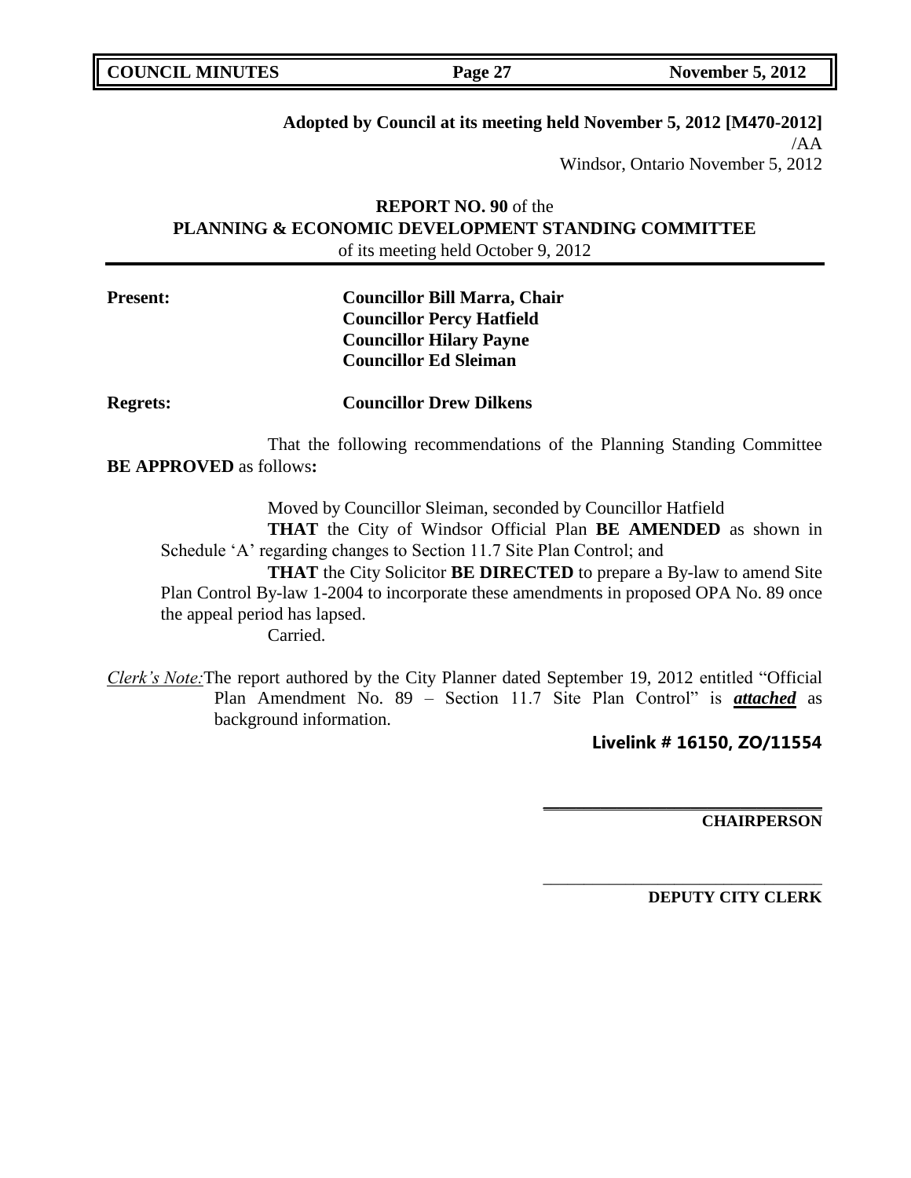**Adopted by Council at its meeting held November 5, 2012 [M470-2012]**
/AA
Windsor, Ontario November 5, 2012

**REPORT NO. 90** of the
**PLANNING & ECONOMIC DEVELOPMENT STANDING COMMITTEE**
of its meeting held October 9, 2012

**Present:** **Councillor Bill Marra, Chair**
**Councillor Percy Hatfield**
**Councillor Hilary Payne**
**Councillor Ed Sleiman**

**Regrets:** **Councillor Drew Dilkens**

That the following recommendations of the Planning Standing Committee **BE APPROVED** as follows**:**

Moved by Councillor Sleiman, seconded by Councillor Hatfield

**THAT** the City of Windsor Official Plan **BE AMENDED** as shown in Schedule 'A' regarding changes to Section 11.7 Site Plan Control; and

**THAT** the City Solicitor **BE DIRECTED** to prepare a By-law to amend Site Plan Control By-law 1-2004 to incorporate these amendments in proposed OPA No. 89 once the appeal period has lapsed.

Carried.

*Clerk's Note:* The report authored by the City Planner dated September 19, 2012 entitled "Official Plan Amendment No. 89 – Section 11.7 Site Plan Control" is ***attached*** as background information.

**Livelink # 16150, ZO/11554**

**CHAIRPERSON**

**DEPUTY CITY CLERK**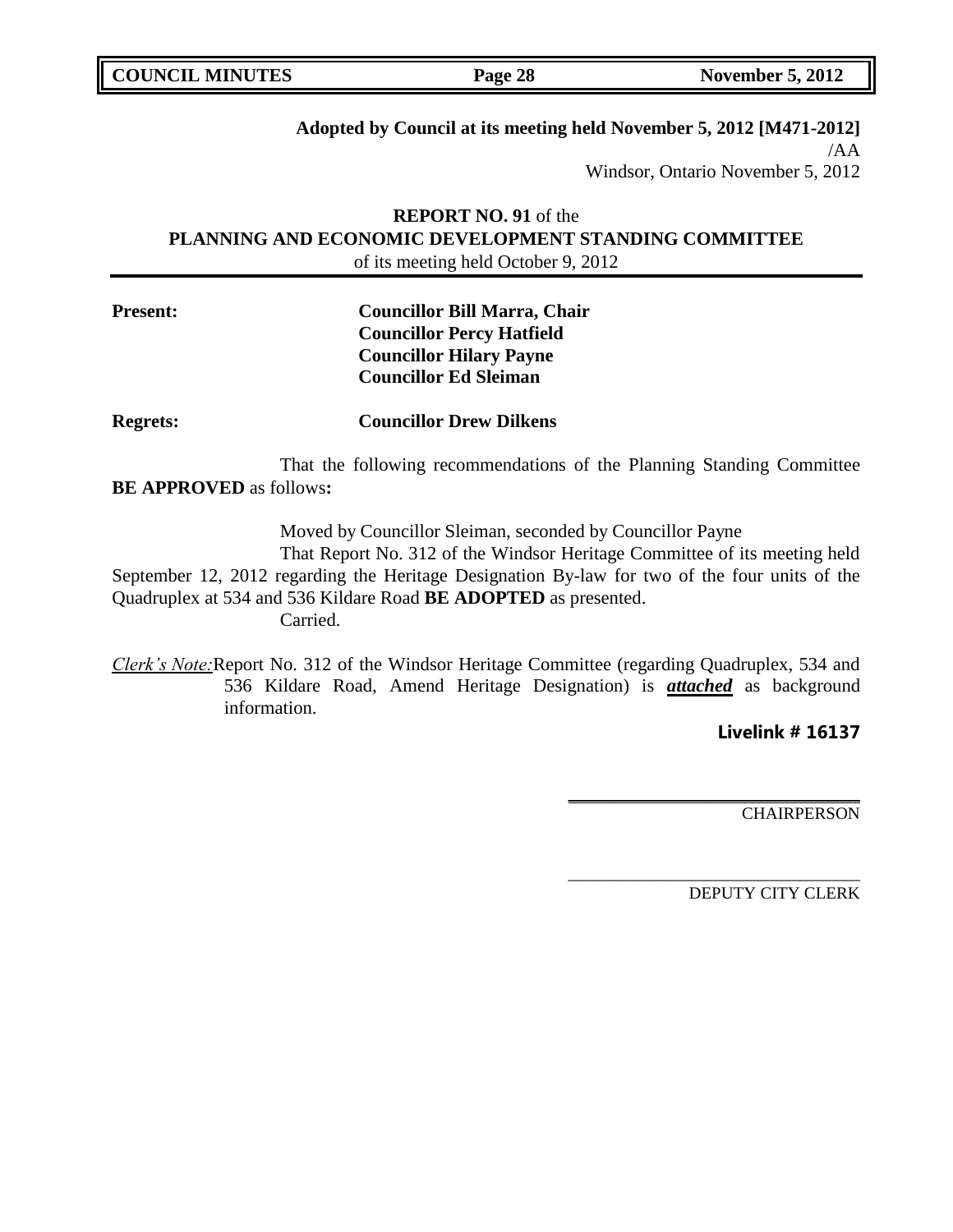**Adopted by Council at its meeting held November 5, 2012 [M471-2012]**

/AA

Windsor, Ontario November 5, 2012

**REPORT NO. 91** of the
**PLANNING AND ECONOMIC DEVELOPMENT STANDING COMMITTEE**
of its meeting held October 9, 2012

**Present:** **Councillor Bill Marra, Chair**
**Councillor Percy Hatfield**
**Councillor Hilary Payne**
**Councillor Ed Sleiman**

**Regrets:** **Councillor Drew Dilkens**

That the following recommendations of the Planning Standing Committee **BE APPROVED** as follows**:**

Moved by Councillor Sleiman, seconded by Councillor Payne

That Report No. 312 of the Windsor Heritage Committee of its meeting held September 12, 2012 regarding the Heritage Designation By-law for two of the four units of the Quadruplex at 534 and 536 Kildare Road **BE ADOPTED** as presented.

Carried.

*Clerk's Note:* Report No. 312 of the Windsor Heritage Committee (regarding Quadruplex, 534 and 536 Kildare Road, Amend Heritage Designation) is ***attached*** as background information.

**Livelink # 16137**

\_\_\_\_\_\_\_\_\_\_\_\_\_\_\_\_\_\_\_\_\_\_\_\_\_\_\_\_\_\_\_\_
CHAIRPERSON

\_\_\_\_\_\_\_\_\_\_\_\_\_\_\_\_\_\_\_\_\_\_\_\_\_\_\_\_\_\_\_\_
DEPUTY CITY CLERK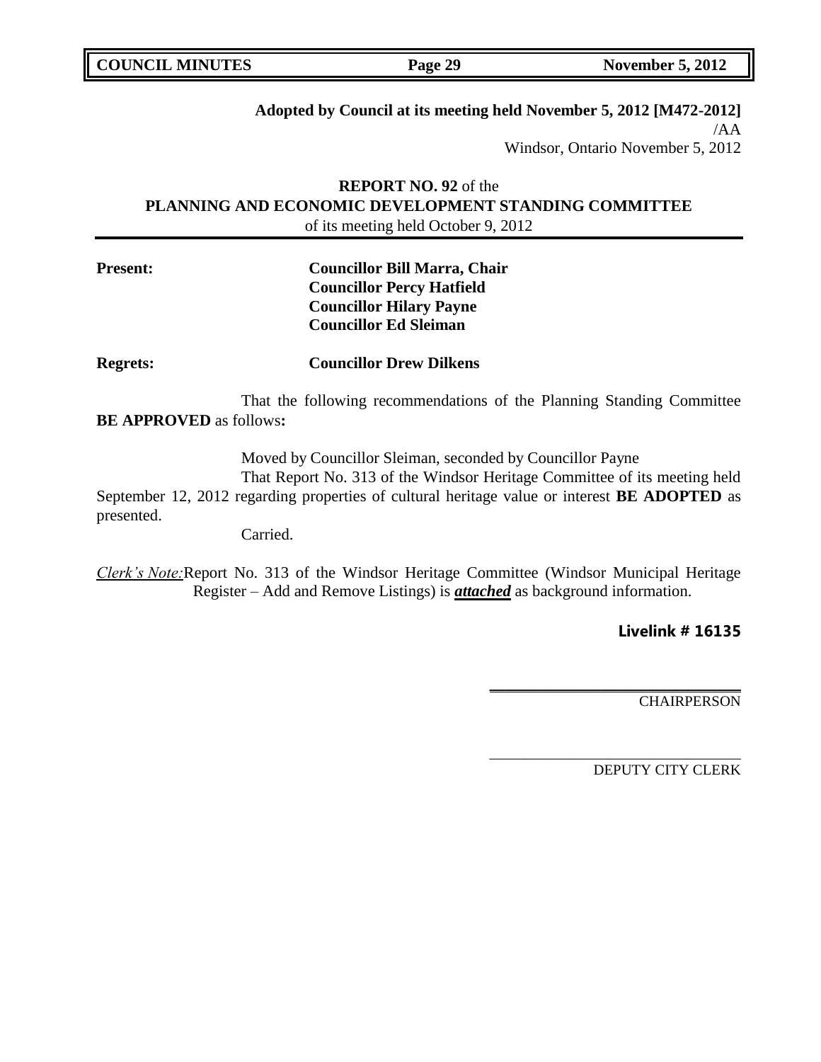**Adopted by Council at its meeting held November 5, 2012 [M472-2012]**
/AA
Windsor, Ontario November 5, 2012

**REPORT NO. 92** of the
**PLANNING AND ECONOMIC DEVELOPMENT STANDING COMMITTEE**
of its meeting held October 9, 2012

**Present:** **Councillor Bill Marra, Chair**
**Councillor Percy Hatfield**
**Councillor Hilary Payne**
**Councillor Ed Sleiman**

**Regrets:** **Councillor Drew Dilkens**

That the following recommendations of the Planning Standing Committee **BE APPROVED** as follows**:**

Moved by Councillor Sleiman, seconded by Councillor Payne

That Report No. 313 of the Windsor Heritage Committee of its meeting held September 12, 2012 regarding properties of cultural heritage value or interest **BE ADOPTED** as presented.

Carried.

*Clerk's Note:* Report No. 313 of the Windsor Heritage Committee (Windsor Municipal Heritage Register – Add and Remove Listings) is ***attached*** as background information.

**Livelink # 16135**

\_\_\_\_\_\_\_\_\_\_\_\_\_\_\_\_\_\_\_\_\_\_\_\_\_\_\_\_\_\_\_\_\_\_
CHAIRPERSON

\_\_\_\_\_\_\_\_\_\_\_\_\_\_\_\_\_\_\_\_\_\_\_\_\_\_\_\_\_\_\_\_\_\_
DEPUTY CITY CLERK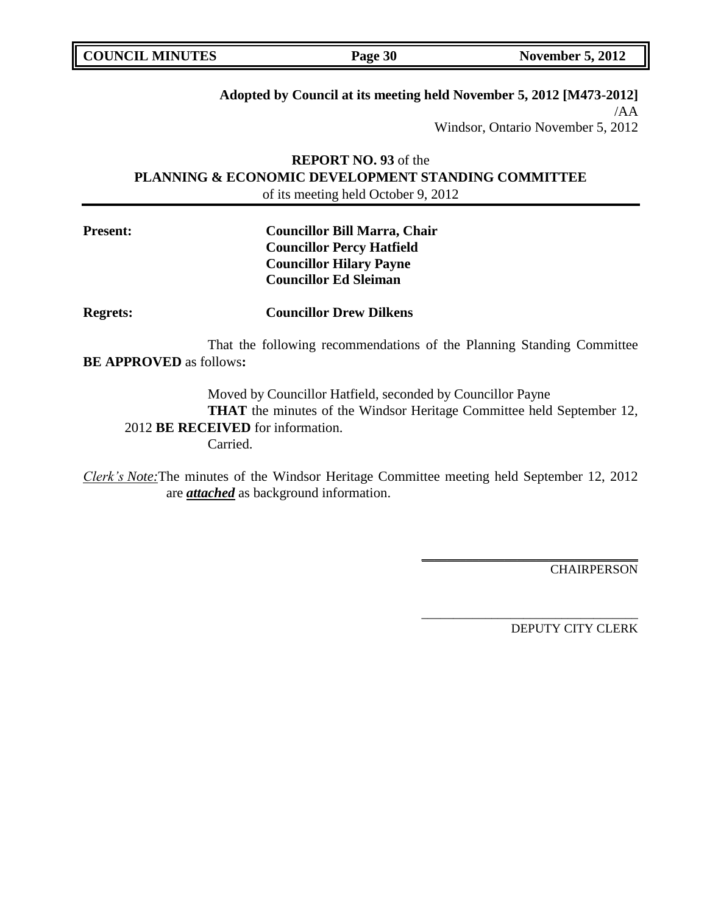**Adopted by Council at its meeting held November 5, 2012 [M473-2012]**

/AA

Windsor, Ontario November 5, 2012

**REPORT NO. 93** of the
**PLANNING & ECONOMIC DEVELOPMENT STANDING COMMITTEE**
of its meeting held October 9, 2012

**Present:** **Councillor Bill Marra, Chair**
**Councillor Percy Hatfield**
**Councillor Hilary Payne**
**Councillor Ed Sleiman**

**Regrets:** **Councillor Drew Dilkens**

That the following recommendations of the Planning Standing Committee **BE APPROVED** as follows**:**

Moved by Councillor Hatfield, seconded by Councillor Payne
**THAT** the minutes of the Windsor Heritage Committee held September 12, 2012 **BE RECEIVED** for information.
Carried.

*Clerk's Note:* The minutes of the Windsor Heritage Committee meeting held September 12, 2012 are ***attached*** as background information.

CHAIRPERSON

DEPUTY CITY CLERK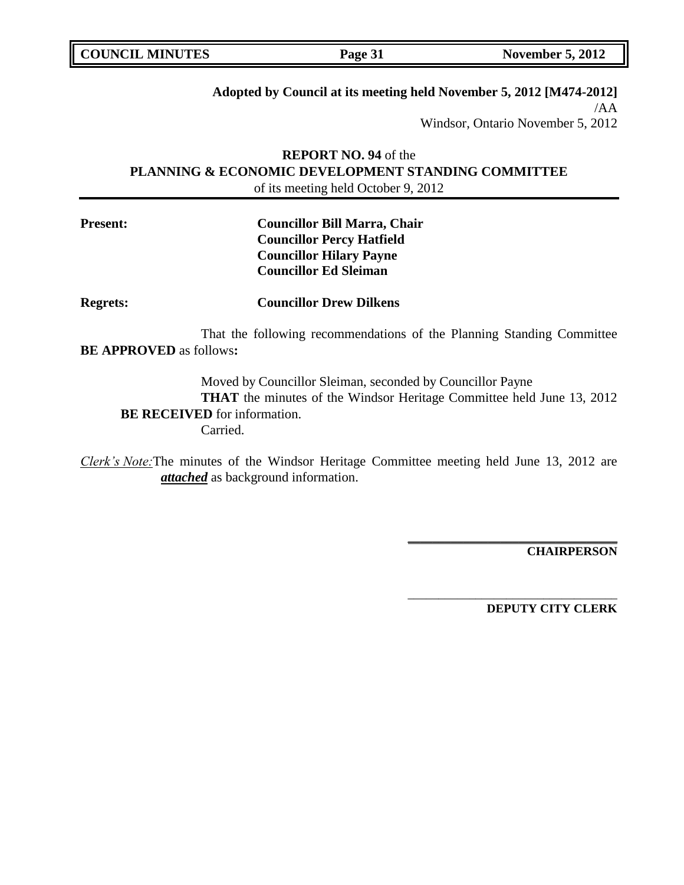**Adopted by Council at its meeting held November 5, 2012 [M474-2012]**
/AA
Windsor, Ontario November 5, 2012

**REPORT NO. 94** of the
**PLANNING & ECONOMIC DEVELOPMENT STANDING COMMITTEE**
of its meeting held October 9, 2012

**Present:** **Councillor Bill Marra, Chair**
**Councillor Percy Hatfield**
**Councillor Hilary Payne**
**Councillor Ed Sleiman**

**Regrets:** **Councillor Drew Dilkens**

That the following recommendations of the Planning Standing Committee **BE APPROVED** as follows**:**

Moved by Councillor Sleiman, seconded by Councillor Payne
**THAT** the minutes of the Windsor Heritage Committee held June 13, 2012 **BE RECEIVED** for information.
Carried.

*Clerk's Note:* The minutes of the Windsor Heritage Committee meeting held June 13, 2012 are ***attached*** as background information.

**CHAIRPERSON**

**DEPUTY CITY CLERK**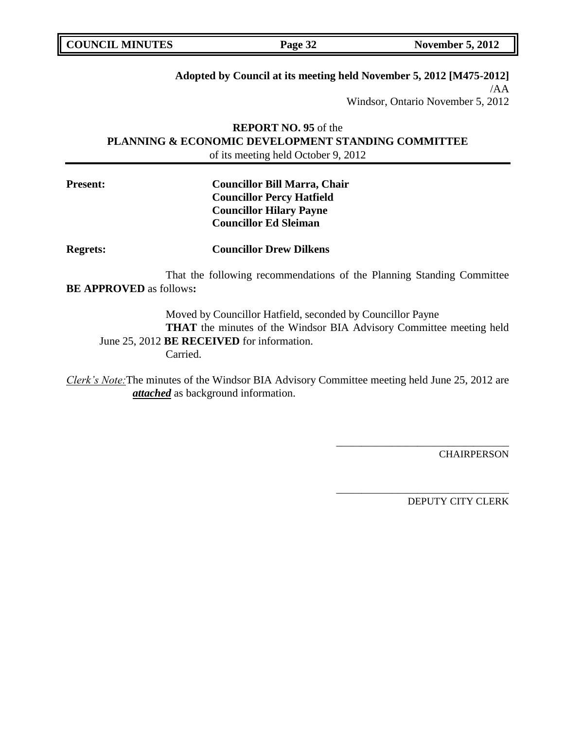**Adopted by Council at its meeting held November 5, 2012 [M475-2012]**

/AA

Windsor, Ontario November 5, 2012

**REPORT NO. 95** of the
**PLANNING & ECONOMIC DEVELOPMENT STANDING COMMITTEE**
of its meeting held October 9, 2012

**Present:** **Councillor Bill Marra, Chair**
**Councillor Percy Hatfield**
**Councillor Hilary Payne**
**Councillor Ed Sleiman**

**Regrets:** **Councillor Drew Dilkens**

That the following recommendations of the Planning Standing Committee **BE APPROVED** as follows**:**

Moved by Councillor Hatfield, seconded by Councillor Payne

**THAT** the minutes of the Windsor BIA Advisory Committee meeting held June 25, 2012 **BE RECEIVED** for information.

Carried.

*Clerk's Note:* The minutes of the Windsor BIA Advisory Committee meeting held June 25, 2012 are ***attached*** as background information.

\_\_\_\_\_\_\_\_\_\_\_\_\_\_\_\_\_\_\_\_\_\_\_\_\_\_\_\_\_\_\_\_\_\_
CHAIRPERSON

\_\_\_\_\_\_\_\_\_\_\_\_\_\_\_\_\_\_\_\_\_\_\_\_\_\_\_\_\_\_\_\_\_\_
DEPUTY CITY CLERK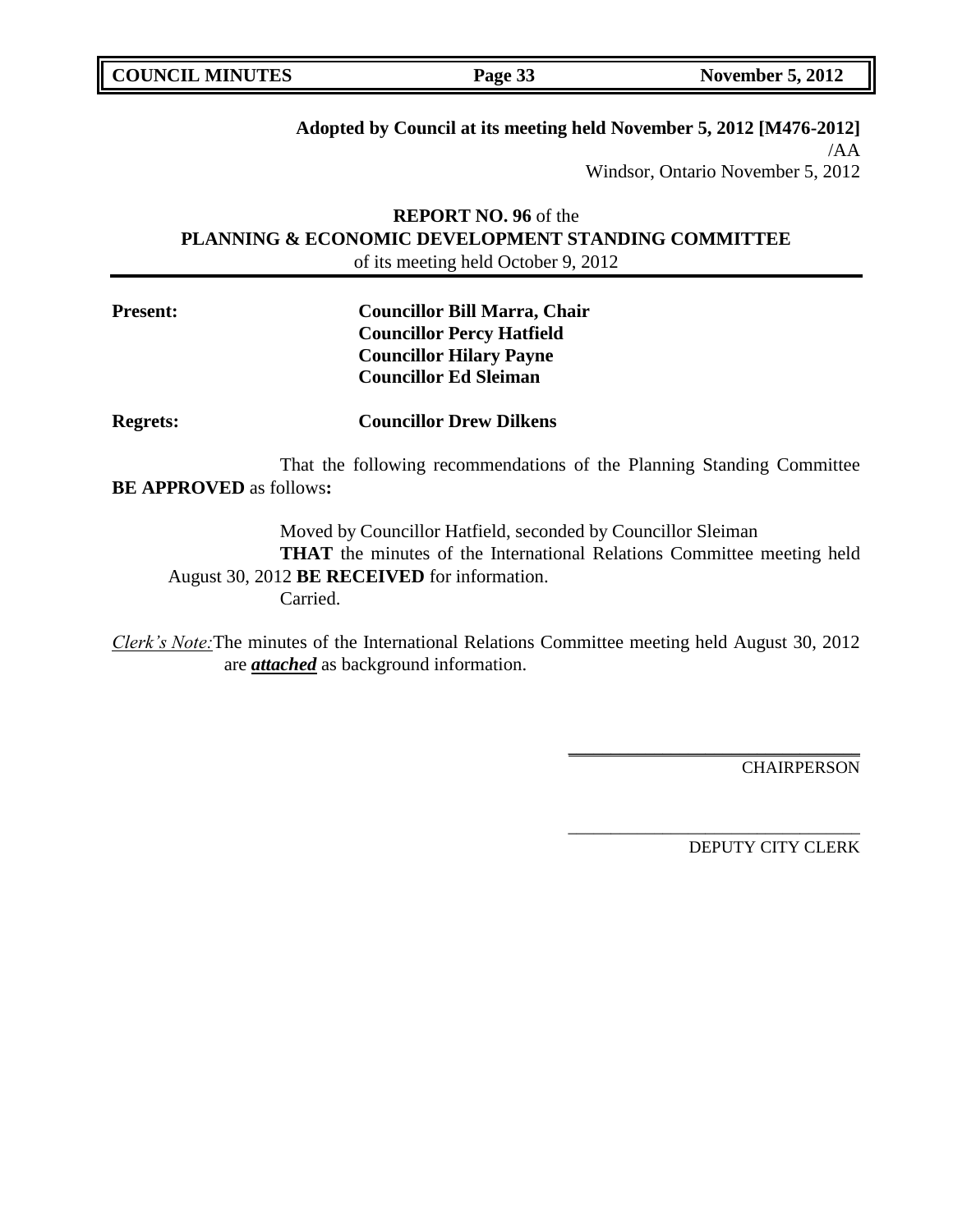**Adopted by Council at its meeting held November 5, 2012 [M476-2012]**

/AA

Windsor, Ontario November 5, 2012

**REPORT NO. 96** of the
**PLANNING & ECONOMIC DEVELOPMENT STANDING COMMITTEE**
of its meeting held October 9, 2012

**Present:** **Councillor Bill Marra, Chair**
**Councillor Percy Hatfield**
**Councillor Hilary Payne**
**Councillor Ed Sleiman**

**Regrets:** **Councillor Drew Dilkens**

That the following recommendations of the Planning Standing Committee **BE APPROVED** as follows**:**

Moved by Councillor Hatfield, seconded by Councillor Sleiman
**THAT** the minutes of the International Relations Committee meeting held August 30, 2012 **BE RECEIVED** for information.
Carried.

*Clerk's Note:* The minutes of the International Relations Committee meeting held August 30, 2012 are ***attached*** as background information.

CHAIRPERSON

DEPUTY CITY CLERK